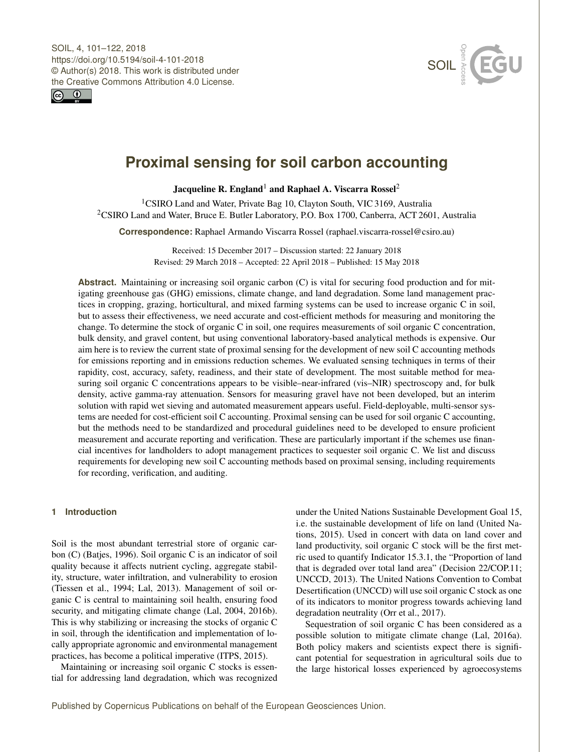# Proximal sensing for soil carbon accounting

**Jacqueline R. England[1] and Raphael A. Viscarra Rossel[2]**

[1]CSIRO Land and Water, Private Bag 10, Clayton South, VIC 3169, Australia
[2]CSIRO Land and Water, Bruce E. Butler Laboratory, P.O. Box 1700, Canberra, ACT 2601, Australia

**Correspondence:** Raphael Armando Viscarra Rossel (raphael.viscarra-rossel@csiro.au)

Received: 15 December 2017 – Discussion started: 22 January 2018
Revised: 29 March 2018 – Accepted: 22 April 2018 – Published: 15 May 2018

**Abstract.** Maintaining or increasing soil organic carbon (C) is vital for securing food production and for mitigating greenhouse gas (GHG) emissions, climate change, and land degradation. Some land management practices in cropping, grazing, horticultural, and mixed farming systems can be used to increase organic C in soil, but to assess their effectiveness, we need accurate and cost-efficient methods for measuring and monitoring the change. To determine the stock of organic C in soil, one requires measurements of soil organic C concentration, bulk density, and gravel content, but using conventional laboratory-based analytical methods is expensive. Our aim here is to review the current state of proximal sensing for the development of new soil C accounting methods for emissions reporting and in emissions reduction schemes. We evaluated sensing techniques in terms of their rapidity, cost, accuracy, safety, readiness, and their state of development. The most suitable method for measuring soil organic C concentrations appears to be visible–near-infrared (vis–NIR) spectroscopy and, for bulk density, active gamma-ray attenuation. Sensors for measuring gravel have not been developed, but an interim solution with rapid wet sieving and automated measurement appears useful. Field-deployable, multi-sensor systems are needed for cost-efficient soil C accounting. Proximal sensing can be used for soil organic C accounting, but the methods need to be standardized and procedural guidelines need to be developed to ensure proficient measurement and accurate reporting and verification. These are particularly important if the schemes use financial incentives for landholders to adopt management practices to sequester soil organic C. We list and discuss requirements for developing new soil C accounting methods based on proximal sensing, including requirements for recording, verification, and auditing.

## 1 Introduction

Soil is the most abundant terrestrial store of organic carbon (C) (Batjes, 1996). Soil organic C is an indicator of soil quality because it affects nutrient cycling, aggregate stability, structure, water infiltration, and vulnerability to erosion (Tiessen et al., 1994; Lal, 2013). Management of soil organic C is central to maintaining soil health, ensuring food security, and mitigating climate change (Lal, 2004, 2016b). This is why stabilizing or increasing the stocks of organic C in soil, through the identification and implementation of locally appropriate agronomic and environmental management practices, has become a political imperative (ITPS, 2015).

Maintaining or increasing soil organic C stocks is essential for addressing land degradation, which was recognized under the United Nations Sustainable Development Goal 15, i.e. the sustainable development of life on land (United Nations, 2015). Used in concert with data on land cover and land productivity, soil organic C stock will be the first metric used to quantify Indicator 15.3.1, the "Proportion of land that is degraded over total land area" (Decision 22/COP.11; UNCCD, 2013). The United Nations Convention to Combat Desertification (UNCCD) will use soil organic C stock as one of its indicators to monitor progress towards achieving land degradation neutrality (Orr et al., 2017).

Sequestration of soil organic C has been considered as a possible solution to mitigate climate change (Lal, 2016a). Both policy makers and scientists expect there is significant potential for sequestration in agricultural soils due to the large historical losses experienced by agroecosystems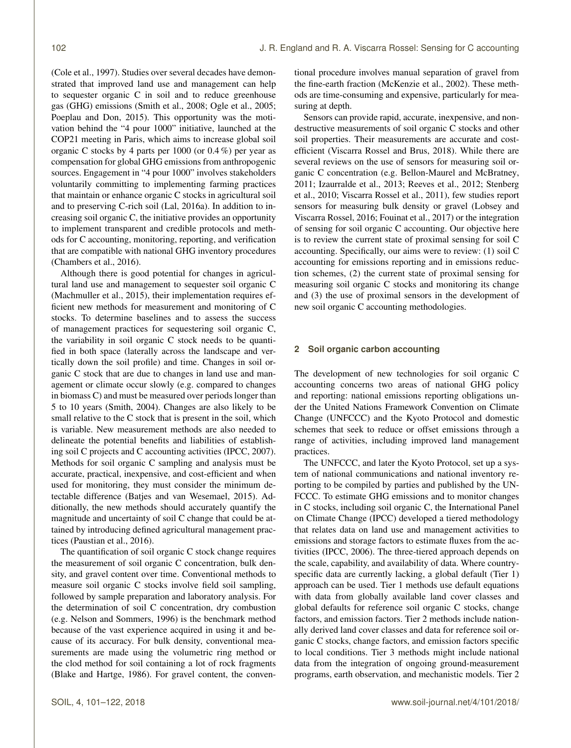(Cole et al., 1997). Studies over several decades have demonstrated that improved land use and management can help to sequester organic C in soil and to reduce greenhouse gas (GHG) emissions (Smith et al., 2008; Ogle et al., 2005; Poeplau and Don, 2015). This opportunity was the motivation behind the "4 pour 1000" initiative, launched at the COP21 meeting in Paris, which aims to increase global soil organic C stocks by 4 parts per 1000 (or 0.4 %) per year as compensation for global GHG emissions from anthropogenic sources. Engagement in "4 pour 1000" involves stakeholders voluntarily committing to implementing farming practices that maintain or enhance organic C stocks in agricultural soil and to preserving C-rich soil (Lal, 2016a). In addition to increasing soil organic C, the initiative provides an opportunity to implement transparent and credible protocols and methods for C accounting, monitoring, reporting, and verification that are compatible with national GHG inventory procedures (Chambers et al., 2016).

Although there is good potential for changes in agricultural land use and management to sequester soil organic C (Machmuller et al., 2015), their implementation requires efficient new methods for measurement and monitoring of C stocks. To determine baselines and to assess the success of management practices for sequestering soil organic C, the variability in soil organic C stock needs to be quantified in both space (laterally across the landscape and vertically down the soil profile) and time. Changes in soil organic C stock that are due to changes in land use and management or climate occur slowly (e.g. compared to changes in biomass C) and must be measured over periods longer than 5 to 10 years (Smith, 2004). Changes are also likely to be small relative to the C stock that is present in the soil, which is variable. New measurement methods are also needed to delineate the potential benefits and liabilities of establishing soil C projects and C accounting activities (IPCC, 2007). Methods for soil organic C sampling and analysis must be accurate, practical, inexpensive, and cost-efficient and when used for monitoring, they must consider the minimum detectable difference (Batjes and van Wesemael, 2015). Additionally, the new methods should accurately quantify the magnitude and uncertainty of soil C change that could be attained by introducing defined agricultural management practices (Paustian et al., 2016).

The quantification of soil organic C stock change requires the measurement of soil organic C concentration, bulk density, and gravel content over time. Conventional methods to measure soil organic C stocks involve field soil sampling, followed by sample preparation and laboratory analysis. For the determination of soil C concentration, dry combustion (e.g. Nelson and Sommers, 1996) is the benchmark method because of the vast experience acquired in using it and because of its accuracy. For bulk density, conventional measurements are made using the volumetric ring method or the clod method for soil containing a lot of rock fragments (Blake and Hartge, 1986). For gravel content, the conventional procedure involves manual separation of gravel from the fine-earth fraction (McKenzie et al., 2002). These methods are time-consuming and expensive, particularly for measuring at depth.

Sensors can provide rapid, accurate, inexpensive, and non-destructive measurements of soil organic C stocks and other soil properties. Their measurements are accurate and cost-efficient (Viscarra Rossel and Brus, 2018). While there are several reviews on the use of sensors for measuring soil organic C concentration (e.g. Bellon-Maurel and McBratney, 2011; Izaurralde et al., 2013; Reeves et al., 2012; Stenberg et al., 2010; Viscarra Rossel et al., 2011), few studies report sensors for measuring bulk density or gravel (Lobsey and Viscarra Rossel, 2016; Fouinat et al., 2017) or the integration of sensing for soil organic C accounting. Our objective here is to review the current state of proximal sensing for soil C accounting. Specifically, our aims were to review: (1) soil C accounting for emissions reporting and in emissions reduction schemes, (2) the current state of proximal sensing for measuring soil organic C stocks and monitoring its change and (3) the use of proximal sensors in the development of new soil organic C accounting methodologies.

## 2 Soil organic carbon accounting

The development of new technologies for soil organic C accounting concerns two areas of national GHG policy and reporting: national emissions reporting obligations under the United Nations Framework Convention on Climate Change (UNFCCC) and the Kyoto Protocol and domestic schemes that seek to reduce or offset emissions through a range of activities, including improved land management practices.

The UNFCCC, and later the Kyoto Protocol, set up a system of national communications and national inventory reporting to be compiled by parties and published by the UNFCCC. To estimate GHG emissions and to monitor changes in C stocks, including soil organic C, the International Panel on Climate Change (IPCC) developed a tiered methodology that relates data on land use and management activities to emissions and storage factors to estimate fluxes from the activities (IPCC, 2006). The three-tiered approach depends on the scale, capability, and availability of data. Where country-specific data are currently lacking, a global default (Tier 1) approach can be used. Tier 1 methods use default equations with data from globally available land cover classes and global defaults for reference soil organic C stocks, change factors, and emission factors. Tier 2 methods include nationally derived land cover classes and data for reference soil organic C stocks, change factors, and emission factors specific to local conditions. Tier 3 methods might include national data from the integration of ongoing ground-measurement programs, earth observation, and mechanistic models. Tier 2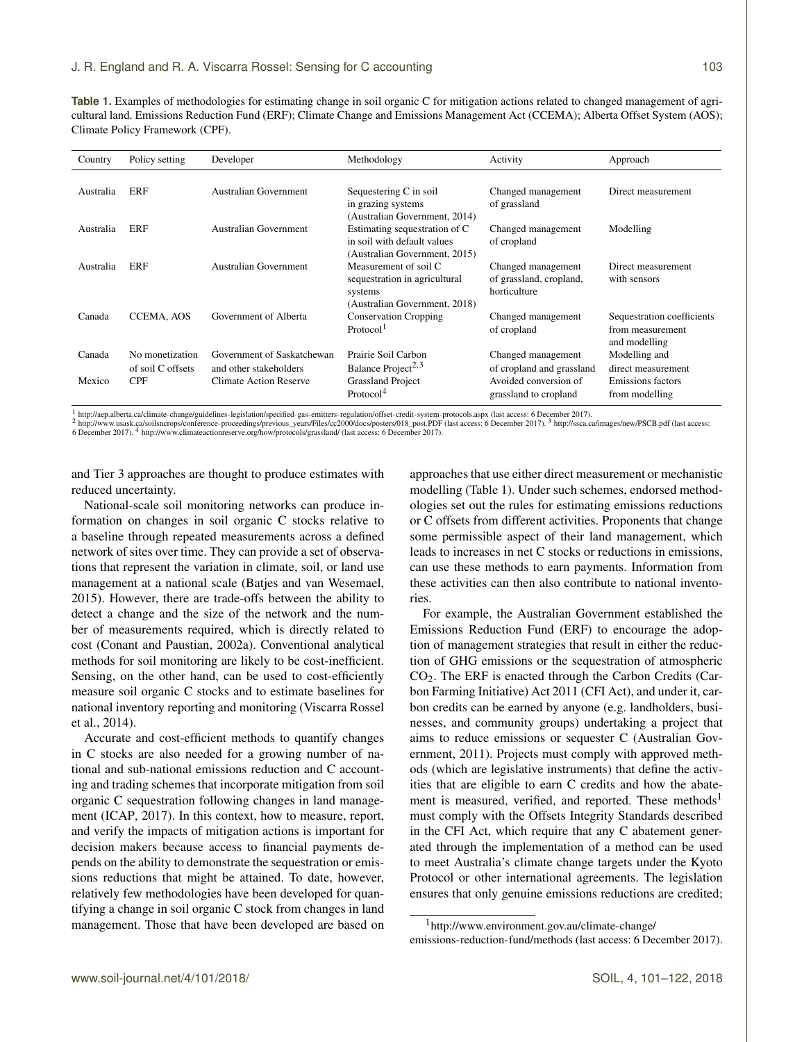**Table 1.** Examples of methodologies for estimating change in soil organic C for mitigation actions related to changed management of agricultural land. Emissions Reduction Fund (ERF); Climate Change and Emissions Management Act (CCEMA); Alberta Offset System (AOS); Climate Policy Framework (CPF).

| Country | Policy setting | Developer | Methodology | Activity | Approach |
|---|---|---|---|---|---|
| Australia | ERF | Australian Government | Sequestering C in soil in grazing systems (Australian Government, 2014) | Changed management of grassland | Direct measurement |
| Australia | ERF | Australian Government | Estimating sequestration of C in soil with default values (Australian Government, 2015) | Changed management of cropland | Modelling |
| Australia | ERF | Australian Government | Measurement of soil C sequestration in agricultural systems (Australian Government, 2018) | Changed management of grassland, cropland, horticulture | Direct measurement with sensors |
| Canada | CCEMA, AOS | Government of Alberta | Conservation Cropping Protocol[1] | Changed management of cropland | Sequestration coefficients from measurement and modelling |
| Canada | No monetization of soil C offsets | Government of Saskatchewan and other stakeholders | Prairie Soil Carbon Balance Project[2,3] | Changed management of cropland and grassland | Modelling and direct measurement |
| Mexico | CPF | Climate Action Reserve | Grassland Project Protocol[4] | Avoided conversion of grassland to cropland | Emissions factors from modelling |

[1] http://aep.alberta.ca/climate-change/guidelines-legislation/specified-gas-emitters-regulation/offset-credit-system-protocols.aspx (last access: 6 December 2017).
[2] http://www.usask.ca/soilsncrops/conference-proceedings/previous_years/Files/cc2000/docs/posters/018_post.PDF (last access: 6 December 2017). [3] http://ssca.ca/images/new/PSCB.pdf (last access: 6 December 2017). [4] http://www.climateactionreserve.org/how/protocols/grassland/ (last access: 6 December 2017).

and Tier 3 approaches are thought to produce estimates with reduced uncertainty.

National-scale soil monitoring networks can produce information on changes in soil organic C stocks relative to a baseline through repeated measurements across a defined network of sites over time. They can provide a set of observations that represent the variation in climate, soil, or land use management at a national scale (Batjes and van Wesemael, 2015). However, there are trade-offs between the ability to detect a change and the size of the network and the number of measurements required, which is directly related to cost (Conant and Paustian, 2002a). Conventional analytical methods for soil monitoring are likely to be cost-inefficient. Sensing, on the other hand, can be used to cost-efficiently measure soil organic C stocks and to estimate baselines for national inventory reporting and monitoring (Viscarra Rossel et al., 2014).

Accurate and cost-efficient methods to quantify changes in C stocks are also needed for a growing number of national and sub-national emissions reduction and C accounting and trading schemes that incorporate mitigation from soil organic C sequestration following changes in land management (ICAP, 2017). In this context, how to measure, report, and verify the impacts of mitigation actions is important for decision makers because access to financial payments depends on the ability to demonstrate the sequestration or emissions reductions that might be attained. To date, however, relatively few methodologies have been developed for quantifying a change in soil organic C stock from changes in land management. Those that have been developed are based on approaches that use either direct measurement or mechanistic modelling (Table 1). Under such schemes, endorsed methodologies set out the rules for estimating emissions reductions or C offsets from different activities. Proponents that change some permissible aspect of their land management, which leads to increases in net C stocks or reductions in emissions, can use these methods to earn payments. Information from these activities can then also contribute to national inventories.

For example, the Australian Government established the Emissions Reduction Fund (ERF) to encourage the adoption of management strategies that result in either the reduction of GHG emissions or the sequestration of atmospheric $CO_2$. The ERF is enacted through the Carbon Credits (Carbon Farming Initiative) Act 2011 (CFI Act), and under it, carbon credits can be earned by anyone (e.g. landholders, businesses, and community groups) undertaking a project that aims to reduce emissions or sequester C (Australian Government, 2011). Projects must comply with approved methods (which are legislative instruments) that define the activities that are eligible to earn C credits and how the abatement is measured, verified, and reported. These methods[1] must comply with the Offsets Integrity Standards described in the CFI Act, which require that any C abatement generated through the implementation of a method can be used to meet Australia's climate change targets under the Kyoto Protocol or other international agreements. The legislation ensures that only genuine emissions reductions are credited;

[1] http://www.environment.gov.au/climate-change/emissions-reduction-fund/methods (last access: 6 December 2017).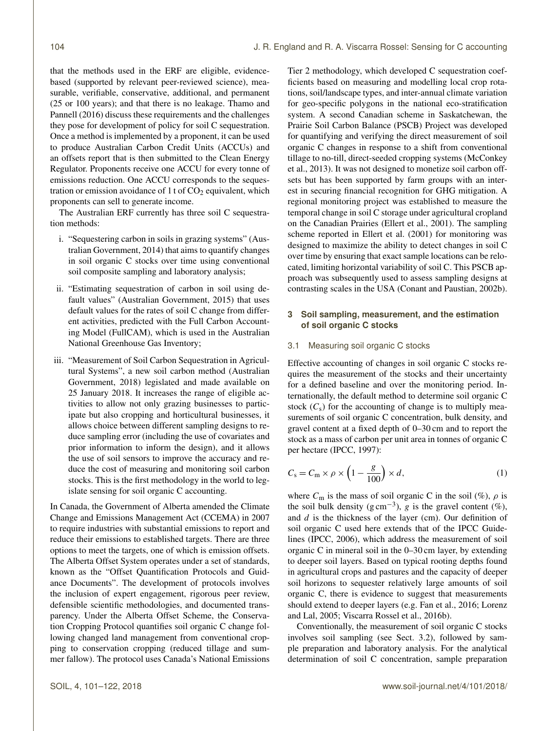that the methods used in the ERF are eligible, evidence-based (supported by relevant peer-reviewed science), measurable, verifiable, conservative, additional, and permanent (25 or 100 years); and that there is no leakage. Thamo and Pannell (2016) discuss these requirements and the challenges they pose for development of policy for soil C sequestration. Once a method is implemented by a proponent, it can be used to produce Australian Carbon Credit Units (ACCUs) and an offsets report that is then submitted to the Clean Energy Regulator. Proponents receive one ACCU for every tonne of emissions reduction. One ACCU corresponds to the sequestration or emission avoidance of 1 t of $CO_2$ equivalent, which proponents can sell to generate income.

The Australian ERF currently has three soil C sequestration methods:

i. "Sequestering carbon in soils in grazing systems" (Australian Government, 2014) that aims to quantify changes in soil organic C stocks over time using conventional soil composite sampling and laboratory analysis;

ii. "Estimating sequestration of carbon in soil using default values" (Australian Government, 2015) that uses default values for the rates of soil C change from different activities, predicted with the Full Carbon Accounting Model (FullCAM), which is used in the Australian National Greenhouse Gas Inventory;

iii. "Measurement of Soil Carbon Sequestration in Agricultural Systems", a new soil carbon method (Australian Government, 2018) legislated and made available on 25 January 2018. It increases the range of eligible activities to allow not only grazing businesses to participate but also cropping and horticultural businesses, it allows choice between different sampling designs to reduce sampling error (including the use of covariates and prior information to inform the design), and it allows the use of soil sensors to improve the accuracy and reduce the cost of measuring and monitoring soil carbon stocks. This is the first methodology in the world to legislate sensing for soil organic C accounting.

In Canada, the Government of Alberta amended the Climate Change and Emissions Management Act (CCEMA) in 2007 to require industries with substantial emissions to report and reduce their emissions to established targets. There are three options to meet the targets, one of which is emission offsets. The Alberta Offset System operates under a set of standards, known as the "Offset Quantification Protocols and Guidance Documents". The development of protocols involves the inclusion of expert engagement, rigorous peer review, defensible scientific methodologies, and documented transparency. Under the Alberta Offset Scheme, the Conservation Cropping Protocol quantifies soil organic C change following changed land management from conventional cropping to conservation cropping (reduced tillage and summer fallow). The protocol uses Canada's National Emissions Tier 2 methodology, which developed C sequestration coefficients based on measuring and modelling local crop rotations, soil/landscape types, and inter-annual climate variation for geo-specific polygons in the national eco-stratification system. A second Canadian scheme in Saskatchewan, the Prairie Soil Carbon Balance (PSCB) Project was developed for quantifying and verifying the direct measurement of soil organic C changes in response to a shift from conventional tillage to no-till, direct-seeded cropping systems (McConkey et al., 2013). It was not designed to monetize soil carbon offsets but has been supported by farm groups with an interest in securing financial recognition for GHG mitigation. A regional monitoring project was established to measure the temporal change in soil C storage under agricultural cropland on the Canadian Prairies (Ellert et al., 2001). The sampling scheme reported in Ellert et al. (2001) for monitoring was designed to maximize the ability to detect changes in soil C over time by ensuring that exact sample locations can be relocated, limiting horizontal variability of soil C. This PSCB approach was subsequently used to assess sampling designs at contrasting scales in the USA (Conant and Paustian, 2002b).

## 3 Soil sampling, measurement, and the estimation of soil organic C stocks

### 3.1 Measuring soil organic C stocks

Effective accounting of changes in soil organic C stocks requires the measurement of the stocks and their uncertainty for a defined baseline and over the monitoring period. Internationally, the default method to determine soil organic C stock ($C_s$) for the accounting of change is to multiply measurements of soil organic C concentration, bulk density, and gravel content at a fixed depth of 0–30 cm and to report the stock as a mass of carbon per unit area in tonnes of organic C per hectare (IPCC, 1997):

$$C_s = C_m \times \rho \times \left(1 - \frac{g}{100}\right) \times d, \tag{1}$$

where $C_m$ is the mass of soil organic C in the soil (%), $\rho$ is the soil bulk density ($\mathrm{g\,cm^{-3}}$), $g$ is the gravel content (%), and $d$ is the thickness of the layer (cm). Our definition of soil organic C used here extends that of the IPCC Guidelines (IPCC, 2006), which address the measurement of soil organic C in mineral soil in the 0–30 cm layer, by extending to deeper soil layers. Based on typical rooting depths found in agricultural crops and pastures and the capacity of deeper soil horizons to sequester relatively large amounts of soil organic C, there is evidence to suggest that measurements should extend to deeper layers (e.g. Fan et al., 2016; Lorenz and Lal, 2005; Viscarra Rossel et al., 2016b).

Conventionally, the measurement of soil organic C stocks involves soil sampling (see Sect. 3.2), followed by sample preparation and laboratory analysis. For the analytical determination of soil C concentration, sample preparation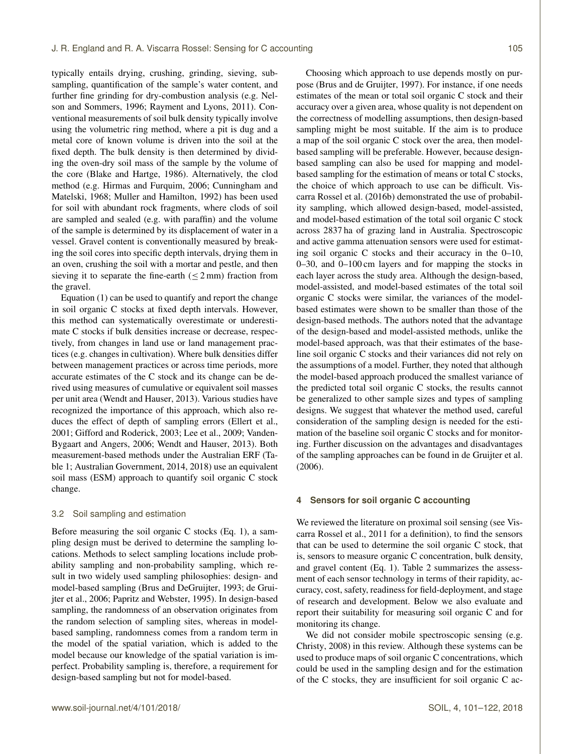typically entails drying, crushing, grinding, sieving, subsampling, quantification of the sample's water content, and further fine grinding for dry-combustion analysis (e.g. Nelson and Sommers, 1996; Rayment and Lyons, 2011). Conventional measurements of soil bulk density typically involve using the volumetric ring method, where a pit is dug and a metal core of known volume is driven into the soil at the fixed depth. The bulk density is then determined by dividing the oven-dry soil mass of the sample by the volume of the core (Blake and Hartge, 1986). Alternatively, the clod method (e.g. Hirmas and Furquim, 2006; Cunningham and Matelski, 1968; Muller and Hamilton, 1992) has been used for soil with abundant rock fragments, where clods of soil are sampled and sealed (e.g. with paraffin) and the volume of the sample is determined by its displacement of water in a vessel. Gravel content is conventionally measured by breaking the soil cores into specific depth intervals, drying them in an oven, crushing the soil with a mortar and pestle, and then sieving it to separate the fine-earth ($\leq 2$ mm) fraction from the gravel.

Equation (1) can be used to quantify and report the change in soil organic C stocks at fixed depth intervals. However, this method can systematically overestimate or underestimate C stocks if bulk densities increase or decrease, respectively, from changes in land use or land management practices (e.g. changes in cultivation). Where bulk densities differ between management practices or across time periods, more accurate estimates of the C stock and its change can be derived using measures of cumulative or equivalent soil masses per unit area (Wendt and Hauser, 2013). Various studies have recognized the importance of this approach, which also reduces the effect of depth of sampling errors (Ellert et al., 2001; Gifford and Roderick, 2003; Lee et al., 2009; VandenBygaart and Angers, 2006; Wendt and Hauser, 2013). Both measurement-based methods under the Australian ERF (Table 1; Australian Government, 2014, 2018) use an equivalent soil mass (ESM) approach to quantify soil organic C stock change.

### 3.2 Soil sampling and estimation

Before measuring the soil organic C stocks (Eq. 1), a sampling design must be derived to determine the sampling locations. Methods to select sampling locations include probability sampling and non-probability sampling, which result in two widely used sampling philosophies: design- and model-based sampling (Brus and DeGruijter, 1993; de Gruijter et al., 2006; Papritz and Webster, 1995). In design-based sampling, the randomness of an observation originates from the random selection of sampling sites, whereas in model-based sampling, randomness comes from a random term in the model of the spatial variation, which is added to the model because our knowledge of the spatial variation is imperfect. Probability sampling is, therefore, a requirement for design-based sampling but not for model-based.

Choosing which approach to use depends mostly on purpose (Brus and de Gruijter, 1997). For instance, if one needs estimates of the mean or total soil organic C stock and their accuracy over a given area, whose quality is not dependent on the correctness of modelling assumptions, then design-based sampling might be most suitable. If the aim is to produce a map of the soil organic C stock over the area, then model-based sampling will be preferable. However, because design-based sampling can also be used for mapping and model-based sampling for the estimation of means or total C stocks, the choice of which approach to use can be difficult. Viscarra Rossel et al. (2016b) demonstrated the use of probability sampling, which allowed design-based, model-assisted, and model-based estimation of the total soil organic C stock across 2837 ha of grazing land in Australia. Spectroscopic and active gamma attenuation sensors were used for estimating soil organic C stocks and their accuracy in the 0–10, 0–30, and 0–100 cm layers and for mapping the stocks in each layer across the study area. Although the design-based, model-assisted, and model-based estimates of the total soil organic C stocks were similar, the variances of the model-based estimates were shown to be smaller than those of the design-based methods. The authors noted that the advantage of the design-based and model-assisted methods, unlike the model-based approach, was that their estimates of the baseline soil organic C stocks and their variances did not rely on the assumptions of a model. Further, they noted that although the model-based approach produced the smallest variance of the predicted total soil organic C stocks, the results cannot be generalized to other sample sizes and types of sampling designs. We suggest that whatever the method used, careful consideration of the sampling design is needed for the estimation of the baseline soil organic C stocks and for monitoring. Further discussion on the advantages and disadvantages of the sampling approaches can be found in de Gruijter et al. (2006).

## 4 Sensors for soil organic C accounting

We reviewed the literature on proximal soil sensing (see Viscarra Rossel et al., 2011 for a definition), to find the sensors that can be used to determine the soil organic C stock, that is, sensors to measure organic C concentration, bulk density, and gravel content (Eq. 1). Table 2 summarizes the assessment of each sensor technology in terms of their rapidity, accuracy, cost, safety, readiness for field-deployment, and stage of research and development. Below we also evaluate and report their suitability for measuring soil organic C and for monitoring its change.

We did not consider mobile spectroscopic sensing (e.g. Christy, 2008) in this review. Although these systems can be used to produce maps of soil organic C concentrations, which could be used in the sampling design and for the estimation of the C stocks, they are insufficient for soil organic C ac-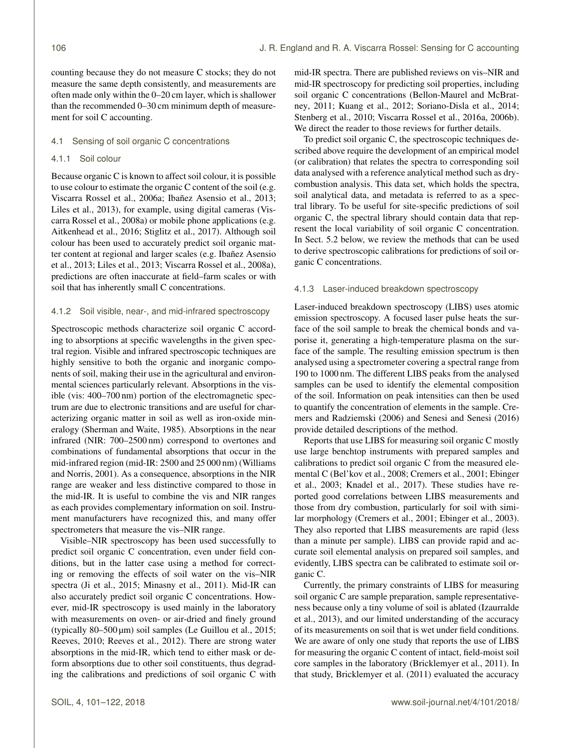counting because they do not measure C stocks; they do not measure the same depth consistently, and measurements are often made only within the 0–20 cm layer, which is shallower than the recommended 0–30 cm minimum depth of measurement for soil C accounting.

### 4.1 Sensing of soil organic C concentrations

#### 4.1.1 Soil colour

Because organic C is known to affect soil colour, it is possible to use colour to estimate the organic C content of the soil (e.g. Viscarra Rossel et al., 2006a; Ibañez Asensio et al., 2013; Liles et al., 2013), for example, using digital cameras (Viscarra Rossel et al., 2008a) or mobile phone applications (e.g. Aitkenhead et al., 2016; Stiglitz et al., 2017). Although soil colour has been used to accurately predict soil organic matter content at regional and larger scales (e.g. Ibañez Asensio et al., 2013; Liles et al., 2013; Viscarra Rossel et al., 2008a), predictions are often inaccurate at field–farm scales or with soil that has inherently small C concentrations.

#### 4.1.2 Soil visible, near-, and mid-infrared spectroscopy

Spectroscopic methods characterize soil organic C according to absorptions at specific wavelengths in the given spectral region. Visible and infrared spectroscopic techniques are highly sensitive to both the organic and inorganic components of soil, making their use in the agricultural and environmental sciences particularly relevant. Absorptions in the visible (vis: 400–700 nm) portion of the electromagnetic spectrum are due to electronic transitions and are useful for characterizing organic matter in soil as well as iron-oxide mineralogy (Sherman and Waite, 1985). Absorptions in the near infrared (NIR: 700–2500 nm) correspond to overtones and combinations of fundamental absorptions that occur in the mid-infrared region (mid-IR: 2500 and 25 000 nm) (Williams and Norris, 2001). As a consequence, absorptions in the NIR range are weaker and less distinctive compared to those in the mid-IR. It is useful to combine the vis and NIR ranges as each provides complementary information on soil. Instrument manufacturers have recognized this, and many offer spectrometers that measure the vis–NIR range.

Visible–NIR spectroscopy has been used successfully to predict soil organic C concentration, even under field conditions, but in the latter case using a method for correcting or removing the effects of soil water on the vis–NIR spectra (Ji et al., 2015; Minasny et al., 2011). Mid-IR can also accurately predict soil organic C concentrations. However, mid-IR spectroscopy is used mainly in the laboratory with measurements on oven- or air-dried and finely ground (typically 80–500 µm) soil samples (Le Guillou et al., 2015; Reeves, 2010; Reeves et al., 2012). There are strong water absorptions in the mid-IR, which tend to either mask or deform absorptions due to other soil constituents, thus degrading the calibrations and predictions of soil organic C with mid-IR spectra. There are published reviews on vis–NIR and mid-IR spectroscopy for predicting soil properties, including soil organic C concentrations (Bellon-Maurel and McBratney, 2011; Kuang et al., 2012; Soriano-Disla et al., 2014; Stenberg et al., 2010; Viscarra Rossel et al., 2016a, 2006b). We direct the reader to those reviews for further details.

To predict soil organic C, the spectroscopic techniques described above require the development of an empirical model (or calibration) that relates the spectra to corresponding soil data analysed with a reference analytical method such as dry-combustion analysis. This data set, which holds the spectra, soil analytical data, and metadata is referred to as a spectral library. To be useful for site-specific predictions of soil organic C, the spectral library should contain data that represent the local variability of soil organic C concentration. In Sect. 5.2 below, we review the methods that can be used to derive spectroscopic calibrations for predictions of soil organic C concentrations.

#### 4.1.3 Laser-induced breakdown spectroscopy

Laser-induced breakdown spectroscopy (LIBS) uses atomic emission spectroscopy. A focused laser pulse heats the surface of the soil sample to break the chemical bonds and vaporise it, generating a high-temperature plasma on the surface of the sample. The resulting emission spectrum is then analysed using a spectrometer covering a spectral range from 190 to 1000 nm. The different LIBS peaks from the analysed samples can be used to identify the elemental composition of the soil. Information on peak intensities can then be used to quantify the concentration of elements in the sample. Cremers and Radziemski (2006) and Senesi and Senesi (2016) provide detailed descriptions of the method.

Reports that use LIBS for measuring soil organic C mostly use large benchtop instruments with prepared samples and calibrations to predict soil organic C from the measured elemental C (Bel'kov et al., 2008; Cremers et al., 2001; Ebinger et al., 2003; Knadel et al., 2017). These studies have reported good correlations between LIBS measurements and those from dry combustion, particularly for soil with similar morphology (Cremers et al., 2001; Ebinger et al., 2003). They also reported that LIBS measurements are rapid (less than a minute per sample). LIBS can provide rapid and accurate soil elemental analysis on prepared soil samples, and evidently, LIBS spectra can be calibrated to estimate soil organic C.

Currently, the primary constraints of LIBS for measuring soil organic C are sample preparation, sample representativeness because only a tiny volume of soil is ablated (Izaurralde et al., 2013), and our limited understanding of the accuracy of its measurements on soil that is wet under field conditions. We are aware of only one study that reports the use of LIBS for measuring the organic C content of intact, field-moist soil core samples in the laboratory (Bricklemyer et al., 2011). In that study, Bricklemyer et al. (2011) evaluated the accuracy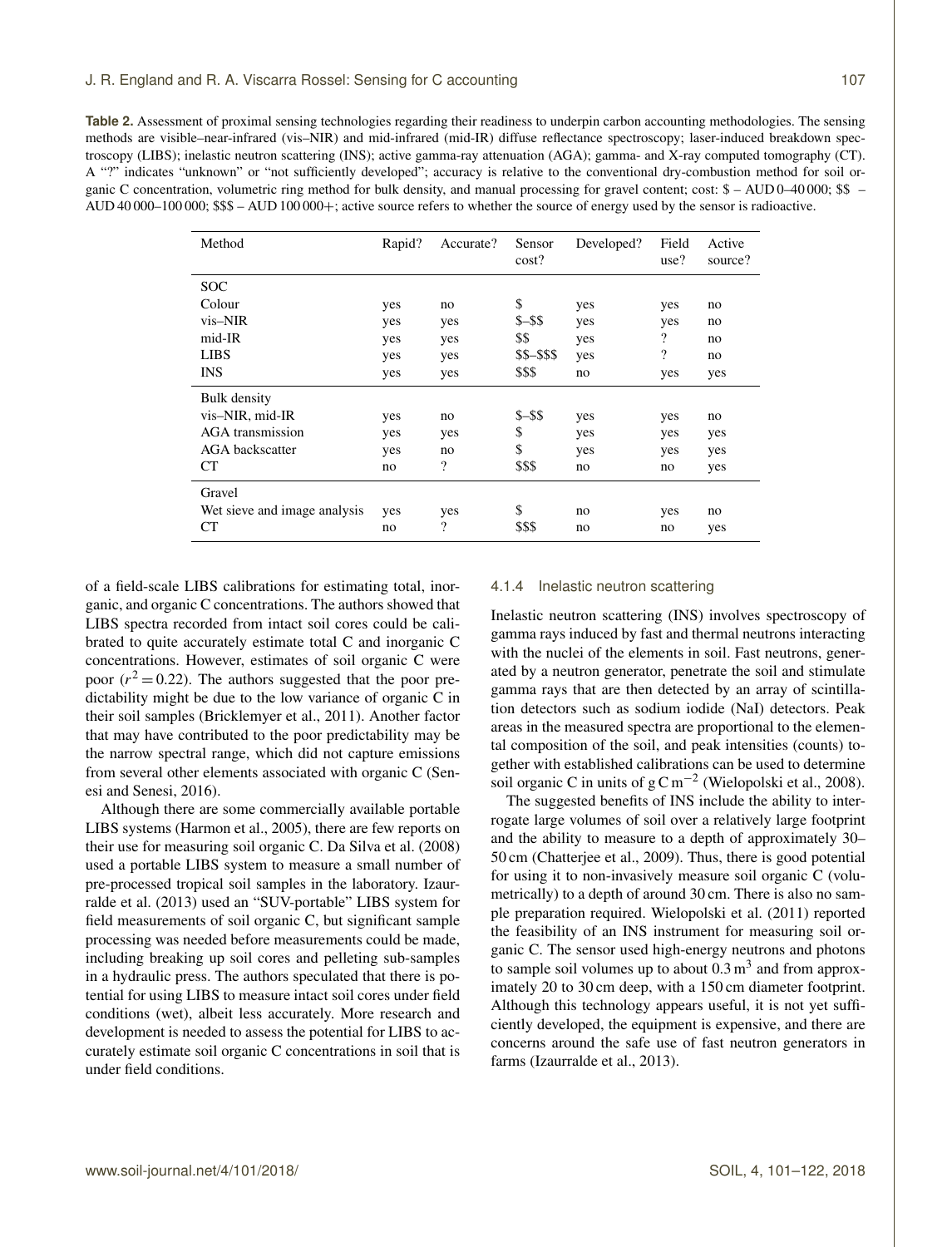**Table 2.** Assessment of proximal sensing technologies regarding their readiness to underpin carbon accounting methodologies. The sensing methods are visible–near-infrared (vis–NIR) and mid-infrared (mid-IR) diffuse reflectance spectroscopy; laser-induced breakdown spectroscopy (LIBS); inelastic neutron scattering (INS); active gamma-ray attenuation (AGA); gamma- and X-ray computed tomography (CT). A "?" indicates "unknown" or "not sufficiently developed"; accuracy is relative to the conventional dry-combustion method for soil organic C concentration, volumetric ring method for bulk density, and manual processing for gravel content; cost: $ – AUD 0–40 000; $$ – AUD 40 000–100 000; $$$ – AUD 100 000+; active source refers to whether the source of energy used by the sensor is radioactive.

| Method | Rapid? | Accurate? | Sensor cost? | Developed? | Field use? | Active source? |
|---|---|---|---|---|---|---|
| SOC | | | | | | |
| Colour | yes | no | $ | yes | yes | no |
| vis–NIR | yes | yes | $–$$ | yes | yes | no |
| mid-IR | yes | yes | $$ | yes | ? | no |
| LIBS | yes | yes | $$–$$$ | yes | ? | no |
| INS | yes | yes | $$$ | no | yes | yes |
| Bulk density | | | | | | |
| vis–NIR, mid-IR | yes | no | $–$$ | yes | yes | no |
| AGA transmission | yes | yes | $ | yes | yes | yes |
| AGA backscatter | yes | no | $ | yes | yes | yes |
| CT | no | ? | $$$ | no | no | yes |
| Gravel | | | | | | |
| Wet sieve and image analysis | yes | yes | $ | no | yes | no |
| CT | no | ? | $$$ | no | no | yes |

of a field-scale LIBS calibrations for estimating total, inorganic, and organic C concentrations. The authors showed that LIBS spectra recorded from intact soil cores could be calibrated to quite accurately estimate total C and inorganic C concentrations. However, estimates of soil organic C were poor ($r^2 = 0.22$). The authors suggested that the poor predictability might be due to the low variance of organic C in their soil samples (Bricklemyer et al., 2011). Another factor that may have contributed to the poor predictability may be the narrow spectral range, which did not capture emissions from several other elements associated with organic C (Senesi and Senesi, 2016).

Although there are some commercially available portable LIBS systems (Harmon et al., 2005), there are few reports on their use for measuring soil organic C. Da Silva et al. (2008) used a portable LIBS system to measure a small number of pre-processed tropical soil samples in the laboratory. Izaurralde et al. (2013) used an "SUV-portable" LIBS system for field measurements of soil organic C, but significant sample processing was needed before measurements could be made, including breaking up soil cores and pelleting sub-samples in a hydraulic press. The authors speculated that there is potential for using LIBS to measure intact soil cores under field conditions (wet), albeit less accurately. More research and development is needed to assess the potential for LIBS to accurately estimate soil organic C concentrations in soil that is under field conditions.

#### 4.1.4 Inelastic neutron scattering

Inelastic neutron scattering (INS) involves spectroscopy of gamma rays induced by fast and thermal neutrons interacting with the nuclei of the elements in soil. Fast neutrons, generated by a neutron generator, penetrate the soil and stimulate gamma rays that are then detected by an array of scintillation detectors such as sodium iodide (NaI) detectors. Peak areas in the measured spectra are proportional to the elemental composition of the soil, and peak intensities (counts) together with established calibrations can be used to determine soil organic C in units of $\mathrm{g\,C\,m^{-2}}$ (Wielopolski et al., 2008).

The suggested benefits of INS include the ability to interrogate large volumes of soil over a relatively large footprint and the ability to measure to a depth of approximately 30–50 cm (Chatterjee et al., 2009). Thus, there is good potential for using it to non-invasively measure soil organic C (volumetrically) to a depth of around 30 cm. There is also no sample preparation required. Wielopolski et al. (2011) reported the feasibility of an INS instrument for measuring soil organic C. The sensor used high-energy neutrons and photons to sample soil volumes up to about $0.3\,\mathrm{m^3}$ and from approximately 20 to 30 cm deep, with a 150 cm diameter footprint. Although this technology appears useful, it is not yet sufficiently developed, the equipment is expensive, and there are concerns around the safe use of fast neutron generators in farms (Izaurralde et al., 2013).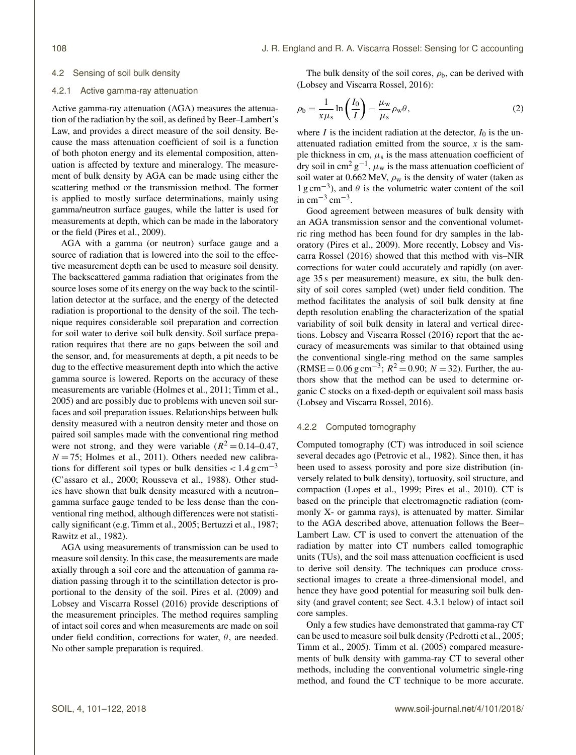### 4.2 Sensing of soil bulk density

#### 4.2.1 Active gamma-ray attenuation

Active gamma-ray attenuation (AGA) measures the attenuation of the radiation by the soil, as defined by Beer–Lambert's Law, and provides a direct measure of the soil density. Because the mass attenuation coefficient of soil is a function of both photon energy and its elemental composition, attenuation is affected by texture and mineralogy. The measurement of bulk density by AGA can be made using either the scattering method or the transmission method. The former is applied to mostly surface determinations, mainly using gamma/neutron surface gauges, while the latter is used for measurements at depth, which can be made in the laboratory or the field (Pires et al., 2009).

AGA with a gamma (or neutron) surface gauge and a source of radiation that is lowered into the soil to the effective measurement depth can be used to measure soil density. The backscattered gamma radiation that originates from the source loses some of its energy on the way back to the scintillation detector at the surface, and the energy of the detected radiation is proportional to the density of the soil. The technique requires considerable soil preparation and correction for soil water to derive soil bulk density. Soil surface preparation requires that there are no gaps between the soil and the sensor, and, for measurements at depth, a pit needs to be dug to the effective measurement depth into which the active gamma source is lowered. Reports on the accuracy of these measurements are variable (Holmes et al., 2011; Timm et al., 2005) and are possibly due to problems with uneven soil surfaces and soil preparation issues. Relationships between bulk density measured with a neutron density meter and those on paired soil samples made with the conventional ring method were not strong, and they were variable ($R^2 = 0.14$–$0.47$, $N = 75$; Holmes et al., 2011). Others needed new calibrations for different soil types or bulk densities $< 1.4\,\mathrm{g\,cm^{-3}}$ (C'assaro et al., 2000; Rousseva et al., 1988). Other studies have shown that bulk density measured with a neutron–gamma surface gauge tended to be less dense than the conventional ring method, although differences were not statistically significant (e.g. Timm et al., 2005; Bertuzzi et al., 1987; Rawitz et al., 1982).

AGA using measurements of transmission can be used to measure soil density. In this case, the measurements are made axially through a soil core and the attenuation of gamma radiation passing through it to the scintillation detector is proportional to the density of the soil. Pires et al. (2009) and Lobsey and Viscarra Rossel (2016) provide descriptions of the measurement principles. The method requires sampling of intact soil cores and when measurements are made on soil under field condition, corrections for water, $\theta$, are needed. No other sample preparation is required.

The bulk density of the soil cores, $\rho_\mathrm{b}$, can be derived with (Lobsey and Viscarra Rossel, 2016):

$$\rho_\mathrm{b} = \frac{1}{x\mu_\mathrm{s}} \ln\left(\frac{I_0}{I}\right) - \frac{\mu_\mathrm{w}}{\mu_\mathrm{s}}\rho_\mathrm{w}\theta, \tag{2}$$

where $I$ is the incident radiation at the detector, $I_0$ is the unattenuated radiation emitted from the source, $x$ is the sample thickness in cm, $\mu_\mathrm{s}$ is the mass attenuation coefficient of dry soil in $\mathrm{cm^2\,g^{-1}}$, $\mu_\mathrm{w}$ is the mass attenuation coefficient of soil water at 0.662 MeV, $\rho_\mathrm{w}$ is the density of water (taken as $1\,\mathrm{g\,cm^{-3}}$), and $\theta$ is the volumetric water content of the soil in $\mathrm{cm^{-3}\,cm^{-3}}$.

Good agreement between measures of bulk density with an AGA transmission sensor and the conventional volumetric ring method has been found for dry samples in the laboratory (Pires et al., 2009). More recently, Lobsey and Viscarra Rossel (2016) showed that this method with vis–NIR corrections for water could accurately and rapidly (on average 35 s per measurement) measure, ex situ, the bulk density of soil cores sampled (wet) under field condition. The method facilitates the analysis of soil bulk density at fine depth resolution enabling the characterization of the spatial variability of soil bulk density in lateral and vertical directions. Lobsey and Viscarra Rossel (2016) report that the accuracy of measurements was similar to that obtained using the conventional single-ring method on the same samples ($\mathrm{RMSE} = 0.06\,\mathrm{g\,cm^{-3}}$; $R^2 = 0.90$; $N = 32$). Further, the authors show that the method can be used to determine organic C stocks on a fixed-depth or equivalent soil mass basis (Lobsey and Viscarra Rossel, 2016).

#### 4.2.2 Computed tomography

Computed tomography (CT) was introduced in soil science several decades ago (Petrovic et al., 1982). Since then, it has been used to assess porosity and pore size distribution (inversely related to bulk density), tortuosity, soil structure, and compaction (Lopes et al., 1999; Pires et al., 2010). CT is based on the principle that electromagnetic radiation (commonly X- or gamma rays), is attenuated by matter. Similar to the AGA described above, attenuation follows the Beer–Lambert Law. CT is used to convert the attenuation of the radiation by matter into CT numbers called tomographic units (TUs), and the soil mass attenuation coefficient is used to derive soil density. The techniques can produce cross-sectional images to create a three-dimensional model, and hence they have good potential for measuring soil bulk density (and gravel content; see Sect. 4.3.1 below) of intact soil core samples.

Only a few studies have demonstrated that gamma-ray CT can be used to measure soil bulk density (Pedrotti et al., 2005; Timm et al., 2005). Timm et al. (2005) compared measurements of bulk density with gamma-ray CT to several other methods, including the conventional volumetric single-ring method, and found the CT technique to be more accurate.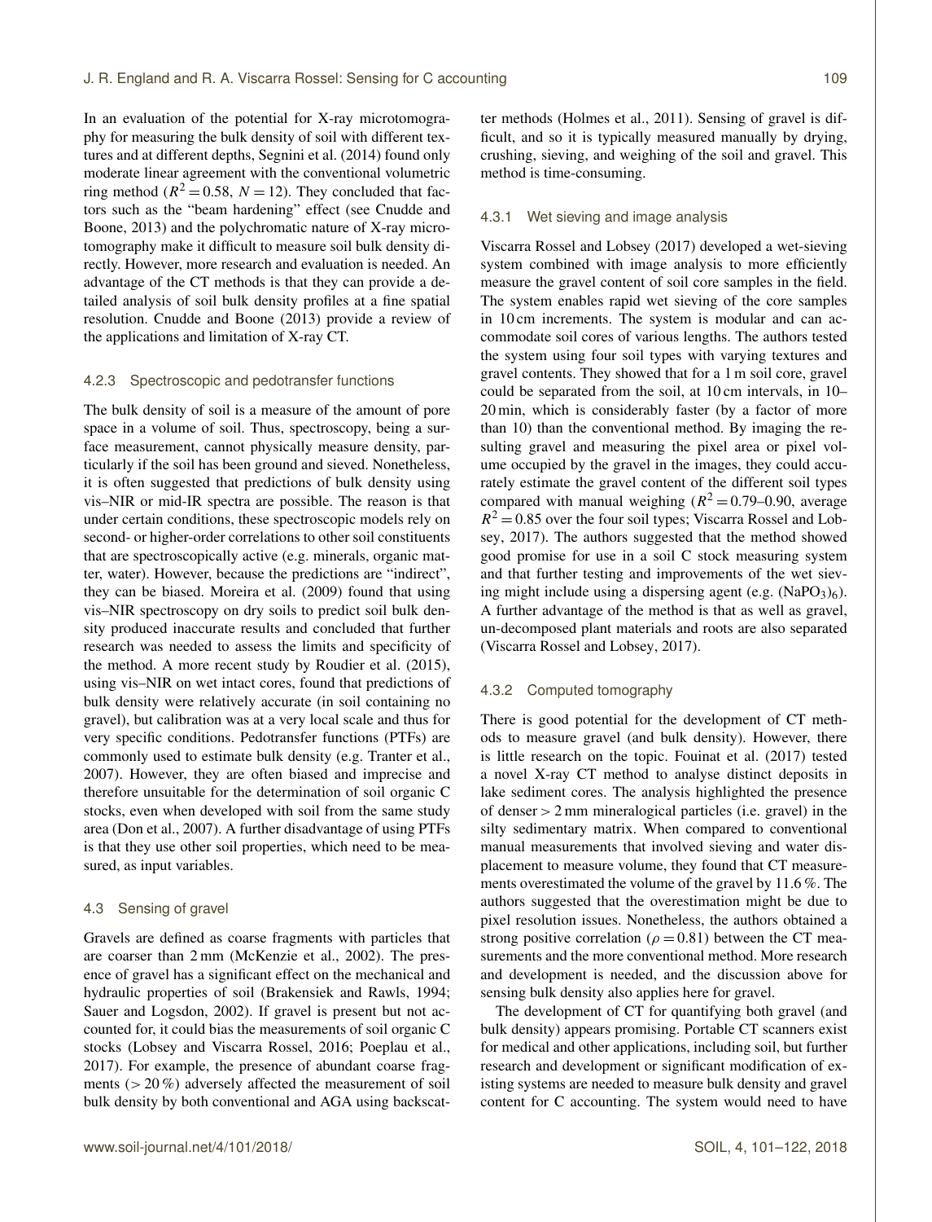In an evaluation of the potential for X-ray microtomography for measuring the bulk density of soil with different textures and at different depths, Segnini et al. (2014) found only moderate linear agreement with the conventional volumetric ring method ($R^2 = 0.58$, $N = 12$). They concluded that factors such as the "beam hardening" effect (see Cnudde and Boone, 2013) and the polychromatic nature of X-ray microtomography make it difficult to measure soil bulk density directly. However, more research and evaluation is needed. An advantage of the CT methods is that they can provide a detailed analysis of soil bulk density profiles at a fine spatial resolution. Cnudde and Boone (2013) provide a review of the applications and limitation of X-ray CT.

#### 4.2.3 Spectroscopic and pedotransfer functions

The bulk density of soil is a measure of the amount of pore space in a volume of soil. Thus, spectroscopy, being a surface measurement, cannot physically measure density, particularly if the soil has been ground and sieved. Nonetheless, it is often suggested that predictions of bulk density using vis–NIR or mid-IR spectra are possible. The reason is that under certain conditions, these spectroscopic models rely on second- or higher-order correlations to other soil constituents that are spectroscopically active (e.g. minerals, organic matter, water). However, because the predictions are "indirect", they can be biased. Moreira et al. (2009) found that using vis–NIR spectroscopy on dry soils to predict soil bulk density produced inaccurate results and concluded that further research was needed to assess the limits and specificity of the method. A more recent study by Roudier et al. (2015), using vis–NIR on wet intact cores, found that predictions of bulk density were relatively accurate (in soil containing no gravel), but calibration was at a very local scale and thus for very specific conditions. Pedotransfer functions (PTFs) are commonly used to estimate bulk density (e.g. Tranter et al., 2007). However, they are often biased and imprecise and therefore unsuitable for the determination of soil organic C stocks, even when developed with soil from the same study area (Don et al., 2007). A further disadvantage of using PTFs is that they use other soil properties, which need to be measured, as input variables.

### 4.3 Sensing of gravel

Gravels are defined as coarse fragments with particles that are coarser than 2 mm (McKenzie et al., 2002). The presence of gravel has a significant effect on the mechanical and hydraulic properties of soil (Brakensiek and Rawls, 1994; Sauer and Logsdon, 2002). If gravel is present but not accounted for, it could bias the measurements of soil organic C stocks (Lobsey and Viscarra Rossel, 2016; Poeplau et al., 2017). For example, the presence of abundant coarse fragments (> 20 %) adversely affected the measurement of soil bulk density by both conventional and AGA using backscatter methods (Holmes et al., 2011). Sensing of gravel is difficult, and so it is typically measured manually by drying, crushing, sieving, and weighing of the soil and gravel. This method is time-consuming.

#### 4.3.1 Wet sieving and image analysis

Viscarra Rossel and Lobsey (2017) developed a wet-sieving system combined with image analysis to more efficiently measure the gravel content of soil core samples in the field. The system enables rapid wet sieving of the core samples in 10 cm increments. The system is modular and can accommodate soil cores of various lengths. The authors tested the system using four soil types with varying textures and gravel contents. They showed that for a 1 m soil core, gravel could be separated from the soil, at 10 cm intervals, in 10–20 min, which is considerably faster (by a factor of more than 10) than the conventional method. By imaging the resulting gravel and measuring the pixel area or pixel volume occupied by the gravel in the images, they could accurately estimate the gravel content of the different soil types compared with manual weighing ($R^2 = 0.79$–$0.90$, average $R^2 = 0.85$ over the four soil types; Viscarra Rossel and Lobsey, 2017). The authors suggested that the method showed good promise for use in a soil C stock measuring system and that further testing and improvements of the wet sieving might include using a dispersing agent (e.g. $(NaPO_3)_6$). A further advantage of the method is that as well as gravel, un-decomposed plant materials and roots are also separated (Viscarra Rossel and Lobsey, 2017).

#### 4.3.2 Computed tomography

There is good potential for the development of CT methods to measure gravel (and bulk density). However, there is little research on the topic. Fouinat et al. (2017) tested a novel X-ray CT method to analyse distinct deposits in lake sediment cores. The analysis highlighted the presence of denser > 2 mm mineralogical particles (i.e. gravel) in the silty sedimentary matrix. When compared to conventional manual measurements that involved sieving and water displacement to measure volume, they found that CT measurements overestimated the volume of the gravel by 11.6 %. The authors suggested that the overestimation might be due to pixel resolution issues. Nonetheless, the authors obtained a strong positive correlation ($\rho = 0.81$) between the CT measurements and the more conventional method. More research and development is needed, and the discussion above for sensing bulk density also applies here for gravel.

The development of CT for quantifying both gravel (and bulk density) appears promising. Portable CT scanners exist for medical and other applications, including soil, but further research and development or significant modification of existing systems are needed to measure bulk density and gravel content for C accounting. The system would need to have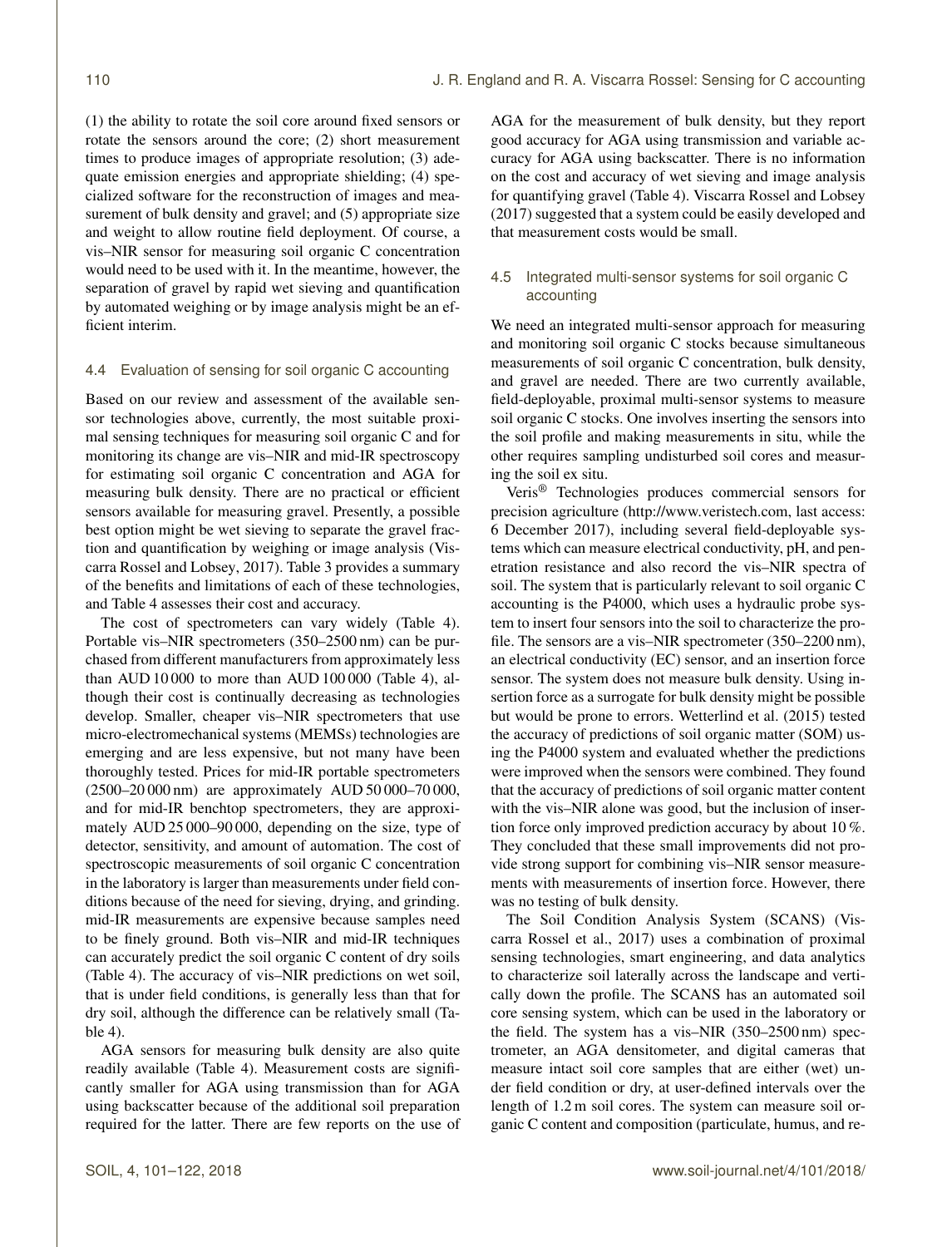(1) the ability to rotate the soil core around fixed sensors or rotate the sensors around the core; (2) short measurement times to produce images of appropriate resolution; (3) adequate emission energies and appropriate shielding; (4) specialized software for the reconstruction of images and measurement of bulk density and gravel; and (5) appropriate size and weight to allow routine field deployment. Of course, a vis–NIR sensor for measuring soil organic C concentration would need to be used with it. In the meantime, however, the separation of gravel by rapid wet sieving and quantification by automated weighing or by image analysis might be an efficient interim.

### 4.4 Evaluation of sensing for soil organic C accounting

Based on our review and assessment of the available sensor technologies above, currently, the most suitable proximal sensing techniques for measuring soil organic C and for monitoring its change are vis–NIR and mid-IR spectroscopy for estimating soil organic C concentration and AGA for measuring bulk density. There are no practical or efficient sensors available for measuring gravel. Presently, a possible best option might be wet sieving to separate the gravel fraction and quantification by weighing or image analysis (Viscarra Rossel and Lobsey, 2017). Table 3 provides a summary of the benefits and limitations of each of these technologies, and Table 4 assesses their cost and accuracy.

The cost of spectrometers can vary widely (Table 4). Portable vis–NIR spectrometers (350–2500 nm) can be purchased from different manufacturers from approximately less than AUD 10 000 to more than AUD 100 000 (Table 4), although their cost is continually decreasing as technologies develop. Smaller, cheaper vis–NIR spectrometers that use micro-electromechanical systems (MEMSs) technologies are emerging and are less expensive, but not many have been thoroughly tested. Prices for mid-IR portable spectrometers (2500–20 000 nm) are approximately AUD 50 000–70 000, and for mid-IR benchtop spectrometers, they are approximately AUD 25 000–90 000, depending on the size, type of detector, sensitivity, and amount of automation. The cost of spectroscopic measurements of soil organic C concentration in the laboratory is larger than measurements under field conditions because of the need for sieving, drying, and grinding. mid-IR measurements are expensive because samples need to be finely ground. Both vis–NIR and mid-IR techniques can accurately predict the soil organic C content of dry soils (Table 4). The accuracy of vis–NIR predictions on wet soil, that is under field conditions, is generally less than that for dry soil, although the difference can be relatively small (Table 4).

AGA sensors for measuring bulk density are also quite readily available (Table 4). Measurement costs are significantly smaller for AGA using transmission than for AGA using backscatter because of the additional soil preparation required for the latter. There are few reports on the use of AGA for the measurement of bulk density, but they report good accuracy for AGA using transmission and variable accuracy for AGA using backscatter. There is no information on the cost and accuracy of wet sieving and image analysis for quantifying gravel (Table 4). Viscarra Rossel and Lobsey (2017) suggested that a system could be easily developed and that measurement costs would be small.

### 4.5 Integrated multi-sensor systems for soil organic C accounting

We need an integrated multi-sensor approach for measuring and monitoring soil organic C stocks because simultaneous measurements of soil organic C concentration, bulk density, and gravel are needed. There are two currently available, field-deployable, proximal multi-sensor systems to measure soil organic C stocks. One involves inserting the sensors into the soil profile and making measurements in situ, while the other requires sampling undisturbed soil cores and measuring the soil ex situ.

Veris® Technologies produces commercial sensors for precision agriculture (http://www.veristech.com, last access: 6 December 2017), including several field-deployable systems which can measure electrical conductivity, pH, and penetration resistance and also record the vis–NIR spectra of soil. The system that is particularly relevant to soil organic C accounting is the P4000, which uses a hydraulic probe system to insert four sensors into the soil to characterize the profile. The sensors are a vis–NIR spectrometer (350–2200 nm), an electrical conductivity (EC) sensor, and an insertion force sensor. The system does not measure bulk density. Using insertion force as a surrogate for bulk density might be possible but would be prone to errors. Wetterlind et al. (2015) tested the accuracy of predictions of soil organic matter (SOM) using the P4000 system and evaluated whether the predictions were improved when the sensors were combined. They found that the accuracy of predictions of soil organic matter content with the vis–NIR alone was good, but the inclusion of insertion force only improved prediction accuracy by about 10 %. They concluded that these small improvements did not provide strong support for combining vis–NIR sensor measurements with measurements of insertion force. However, there was no testing of bulk density.

The Soil Condition Analysis System (SCANS) (Viscarra Rossel et al., 2017) uses a combination of proximal sensing technologies, smart engineering, and data analytics to characterize soil laterally across the landscape and vertically down the profile. The SCANS has an automated soil core sensing system, which can be used in the laboratory or the field. The system has a vis–NIR (350–2500 nm) spectrometer, an AGA densitometer, and digital cameras that measure intact soil core samples that are either (wet) under field condition or dry, at user-defined intervals over the length of 1.2 m soil cores. The system can measure soil organic C content and composition (particulate, humus, and re-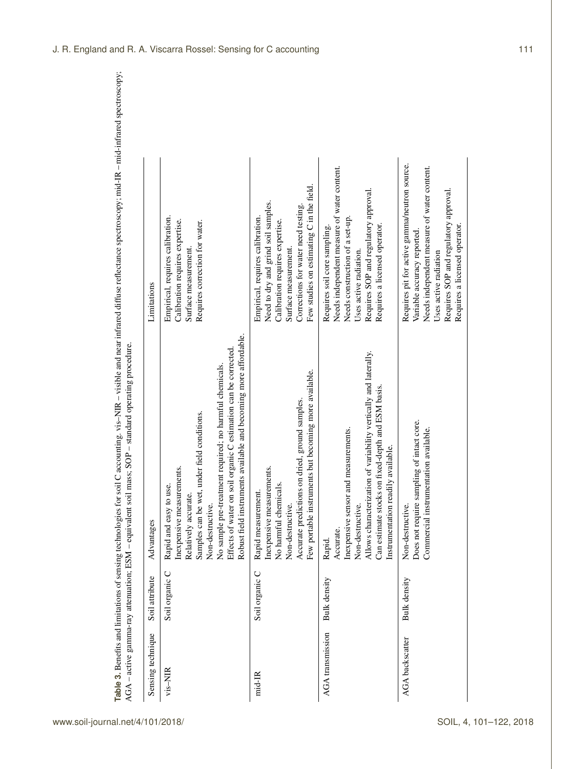**Table 3.** Benefits and limitations of sensing technologies for soil C accounting. vis–NIR – visible and near infrared diffuse reflectance spectroscopy; mid-IR – mid-infrared spectroscopy; AGA – active gamma-ray attenuation; ESM – equivalent soil mass; SOP – standard operating procedure.

| Sensing technique | Soil attribute | Advantages | Limitations |
|---|---|---|---|
| vis–NIR | Soil organic C | Rapid and easy to use.<br>Inexpensive measurements.<br>Relatively accurate.<br>Samples can be wet, under field conditions.<br>Non-destructive.<br>No sample pre-treatment required; no harmful chemicals.<br>Effects of water on soil organic C estimation can be corrected.<br>Robust field instruments available and becoming more affordable. | Empirical, requires calibration.<br>Calibration requires expertise.<br>Surface measurement.<br>Requires correction for water. |
| mid-IR | Soil organic C | Rapid measurement.<br>Inexpensive measurements.<br>No harmful chemicals.<br>Non-destructive.<br>Accurate predictions on dried, ground samples.<br>Few portable instruments but becoming more available. | Empirical, requires calibration.<br>Need to dry and grind soil samples.<br>Calibration requires expertise.<br>Surface measurement.<br>Corrections for water need testing.<br>Few studies on estimating C in the field. |
| AGA transmission | Bulk density | Rapid.<br>Accurate.<br>Inexpensive sensor and measurements.<br>Non-destructive.<br>Allows characterization of variability vertically and laterally.<br>Can estimate stocks on fixed-depth and ESM basis.<br>Instrumentation readily available. | Requires soil core sampling.<br>Needs independent measure of water content.<br>Needs construction of a set-up.<br>Uses active radiation.<br>Requires SOP and regulatory approval.<br>Requires a licensed operator. |
| AGA backscatter | Bulk density | Non-destructive.<br>Does not require sampling of intact core.<br>Commercial instrumentation available. | Requires pit for active gamma/neutron source.<br>Variable accuracy reported.<br>Needs independent measure of water content.<br>Uses active radiation<br>Requires SOP and regulatory approval.<br>Requires a licensed operator. |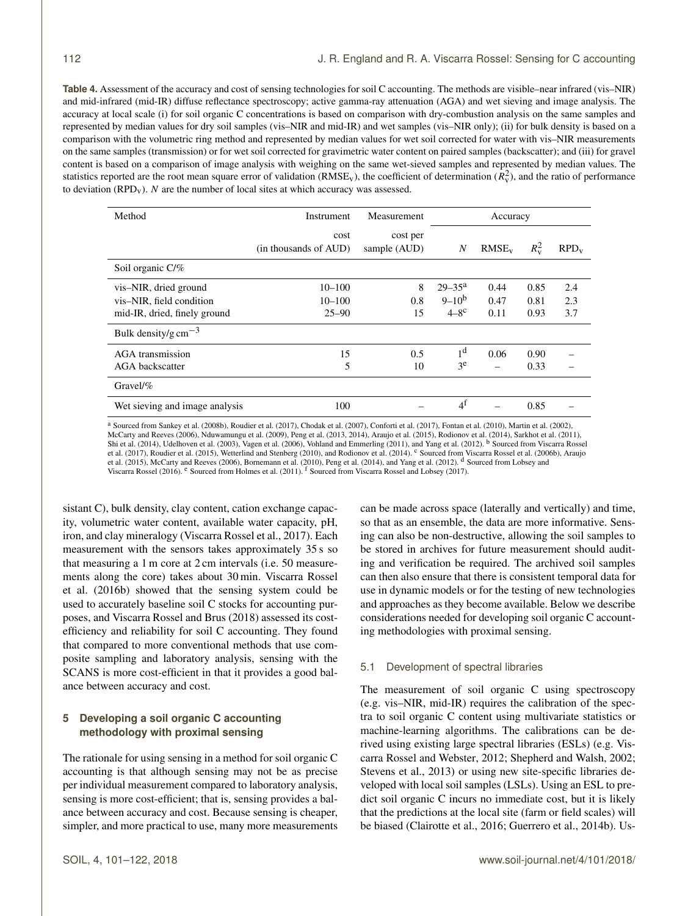**Table 4.** Assessment of the accuracy and cost of sensing technologies for soil C accounting. The methods are visible–near infrared (vis–NIR) and mid-infrared (mid-IR) diffuse reflectance spectroscopy; active gamma-ray attenuation (AGA) and wet sieving and image analysis. The accuracy at local scale (i) for soil organic C concentrations is based on comparison with dry-combustion analysis on the same samples and represented by median values for dry soil samples (vis–NIR and mid-IR) and wet samples (vis–NIR only); (ii) for bulk density is based on a comparison with the volumetric ring method and represented by median values for wet soil corrected for water with vis–NIR measurements on the same samples (transmission) or for wet soil corrected for gravimetric water content on paired samples (backscatter); and (iii) for gravel content is based on a comparison of image analysis with weighing on the same wet-sieved samples and represented by median values. The statistics reported are the root mean square error of validation ($RMSE_v$), the coefficient of determination ($R^2_v$), and the ratio of performance to deviation ($RPD_v$). *N* are the number of local sites at which accuracy was assessed.

| Method | Instrument cost (in thousands of AUD) | Measurement cost per sample (AUD) | Accuracy | | | |
|---|---|---|---|---|---|---|
| | | | $N$ | $RMSE_v$ | $R^2_v$ | $RPD_v$ |
| Soil organic C/% | | | | | | |
| vis–NIR, dried ground | 10–100 | 8 | 29–35[a] | 0.44 | 0.85 | 2.4 |
| vis–NIR, field condition | 10–100 | 0.8 | 9–10[b] | 0.47 | 0.81 | 2.3 |
| mid-IR, dried, finely ground | 25–90 | 15 | 4–8[c] | 0.11 | 0.93 | 3.7 |
| Bulk density/g $cm^{-3}$ | | | | | | |
| AGA transmission | 15 | 0.5 | 1[d] | 0.06 | 0.90 | – |
| AGA backscatter | 5 | 10 | 3[e] | – | 0.33 | – |
| Gravel/% | | | | | | |
| Wet sieving and image analysis | 100 | – | 4[f] | – | 0.85 | – |

[a] Sourced from Sankey et al. (2008b), Roudier et al. (2017), Chodak et al. (2007), Conforti et al. (2017), Fontan et al. (2010), Martin et al. (2002), McCarty and Reeves (2006), Nduwamungu et al. (2009), Peng et al. (2013, 2014), Araujo et al. (2015), Rodionov et al. (2014), Sarkhot et al. (2011), Shi et al. (2014), Udelhoven et al. (2003), Vagen et al. (2006), Vohland and Emmerling (2011), and Yang et al. (2012). [b] Sourced from Viscarra Rossel et al. (2017), Roudier et al. (2015), Wetterlind and Stenberg (2010), and Rodionov et al. (2014). [c] Sourced from Viscarra Rossel et al. (2006b), Araujo et al. (2015), McCarty and Reeves (2006), Bornemann et al. (2010), Peng et al. (2014), and Yang et al. (2012). [d] Sourced from Lobsey and Viscarra Rossel (2016). [e] Sourced from Holmes et al. (2011). [f] Sourced from Viscarra Rossel and Lobsey (2017).

sistant C), bulk density, clay content, cation exchange capacity, volumetric water content, available water capacity, pH, iron, and clay mineralogy (Viscarra Rossel et al., 2017). Each measurement with the sensors takes approximately 35 s so that measuring a 1 m core at 2 cm intervals (i.e. 50 measurements along the core) takes about 30 min. Viscarra Rossel et al. (2016b) showed that the sensing system could be used to accurately baseline soil C stocks for accounting purposes, and Viscarra Rossel and Brus (2018) assessed its cost-efficiency and reliability for soil C accounting. They found that compared to more conventional methods that use composite sampling and laboratory analysis, sensing with the SCANS is more cost-efficient in that it provides a good balance between accuracy and cost.

## 5 Developing a soil organic C accounting methodology with proximal sensing

The rationale for using sensing in a method for soil organic C accounting is that although sensing may not be as precise per individual measurement compared to laboratory analysis, sensing is more cost-efficient; that is, sensing provides a balance between accuracy and cost. Because sensing is cheaper, simpler, and more practical to use, many more measurements can be made across space (laterally and vertically) and time, so that as an ensemble, the data are more informative. Sensing can also be non-destructive, allowing the soil samples to be stored in archives for future measurement should auditing and verification be required. The archived soil samples can then also ensure that there is consistent temporal data for use in dynamic models or for the testing of new technologies and approaches as they become available. Below we describe considerations needed for developing soil organic C accounting methodologies with proximal sensing.

### 5.1 Development of spectral libraries

The measurement of soil organic C using spectroscopy (e.g. vis–NIR, mid-IR) requires the calibration of the spectra to soil organic C content using multivariate statistics or machine-learning algorithms. The calibrations can be derived using existing large spectral libraries (ESLs) (e.g. Viscarra Rossel and Webster, 2012; Shepherd and Walsh, 2002; Stevens et al., 2013) or using new site-specific libraries developed with local soil samples (LSLs). Using an ESL to predict soil organic C incurs no immediate cost, but it is likely that the predictions at the local site (farm or field scales) will be biased (Clairotte et al., 2016; Guerrero et al., 2014b). Us-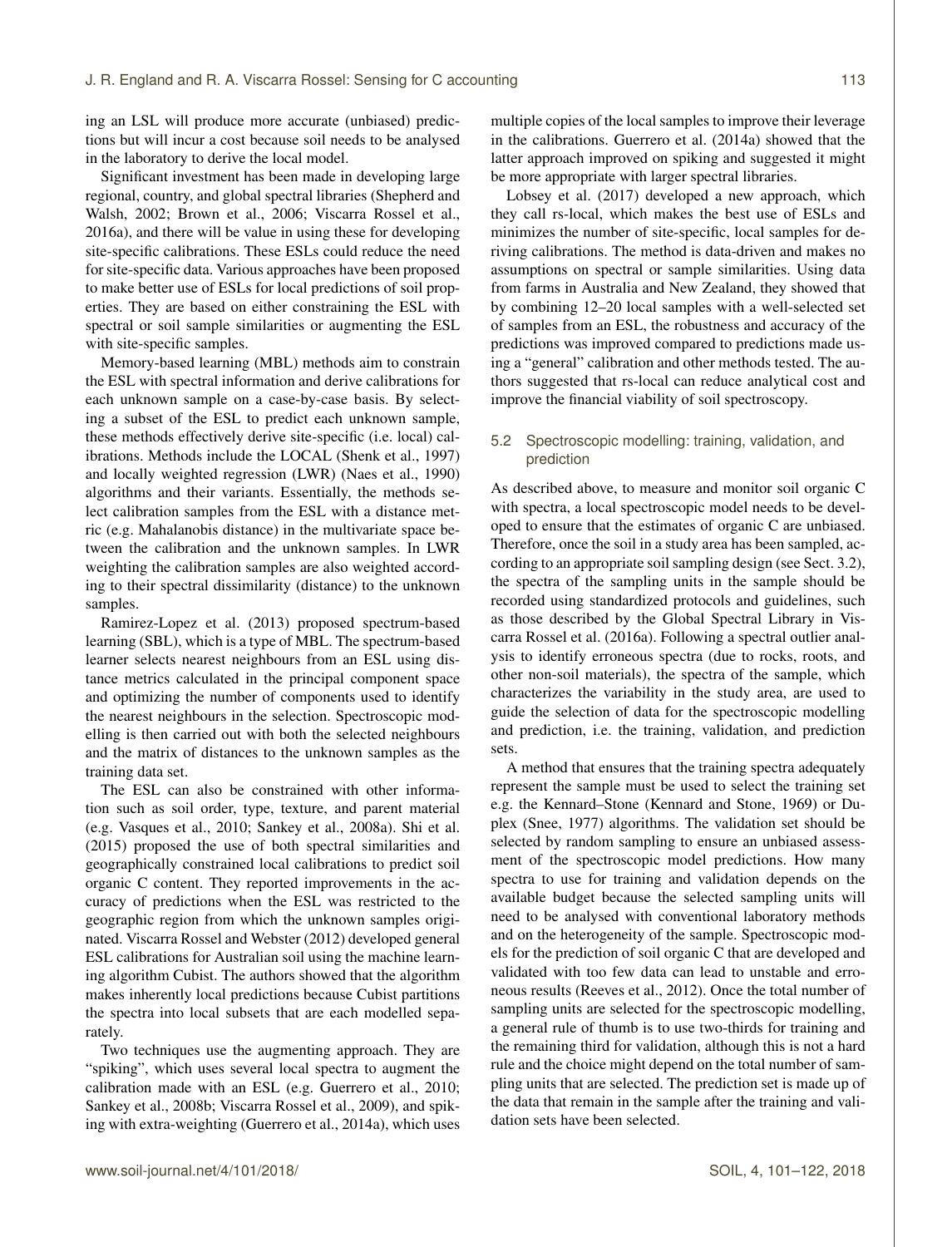ing an LSL will produce more accurate (unbiased) predictions but will incur a cost because soil needs to be analysed in the laboratory to derive the local model.

Significant investment has been made in developing large regional, country, and global spectral libraries (Shepherd and Walsh, 2002; Brown et al., 2006; Viscarra Rossel et al., 2016a), and there will be value in using these for developing site-specific calibrations. These ESLs could reduce the need for site-specific data. Various approaches have been proposed to make better use of ESLs for local predictions of soil properties. They are based on either constraining the ESL with spectral or soil sample similarities or augmenting the ESL with site-specific samples.

Memory-based learning (MBL) methods aim to constrain the ESL with spectral information and derive calibrations for each unknown sample on a case-by-case basis. By selecting a subset of the ESL to predict each unknown sample, these methods effectively derive site-specific (i.e. local) calibrations. Methods include the LOCAL (Shenk et al., 1997) and locally weighted regression (LWR) (Naes et al., 1990) algorithms and their variants. Essentially, the methods select calibration samples from the ESL with a distance metric (e.g. Mahalanobis distance) in the multivariate space between the calibration and the unknown samples. In LWR weighting the calibration samples are also weighted according to their spectral dissimilarity (distance) to the unknown samples.

Ramirez-Lopez et al. (2013) proposed spectrum-based learning (SBL), which is a type of MBL. The spectrum-based learner selects nearest neighbours from an ESL using distance metrics calculated in the principal component space and optimizing the number of components used to identify the nearest neighbours in the selection. Spectroscopic modelling is then carried out with both the selected neighbours and the matrix of distances to the unknown samples as the training data set.

The ESL can also be constrained with other information such as soil order, type, texture, and parent material (e.g. Vasques et al., 2010; Sankey et al., 2008a). Shi et al. (2015) proposed the use of both spectral similarities and geographically constrained local calibrations to predict soil organic C content. They reported improvements in the accuracy of predictions when the ESL was restricted to the geographic region from which the unknown samples originated. Viscarra Rossel and Webster (2012) developed general ESL calibrations for Australian soil using the machine learning algorithm Cubist. The authors showed that the algorithm makes inherently local predictions because Cubist partitions the spectra into local subsets that are each modelled separately.

Two techniques use the augmenting approach. They are "spiking", which uses several local spectra to augment the calibration made with an ESL (e.g. Guerrero et al., 2010; Sankey et al., 2008b; Viscarra Rossel et al., 2009), and spiking with extra-weighting (Guerrero et al., 2014a), which uses multiple copies of the local samples to improve their leverage in the calibrations. Guerrero et al. (2014a) showed that the latter approach improved on spiking and suggested it might be more appropriate with larger spectral libraries.

Lobsey et al. (2017) developed a new approach, which they call rs-local, which makes the best use of ESLs and minimizes the number of site-specific, local samples for deriving calibrations. The method is data-driven and makes no assumptions on spectral or sample similarities. Using data from farms in Australia and New Zealand, they showed that by combining 12–20 local samples with a well-selected set of samples from an ESL, the robustness and accuracy of the predictions was improved compared to predictions made using a "general" calibration and other methods tested. The authors suggested that rs-local can reduce analytical cost and improve the financial viability of soil spectroscopy.

### 5.2 Spectroscopic modelling: training, validation, and prediction

As described above, to measure and monitor soil organic C with spectra, a local spectroscopic model needs to be developed to ensure that the estimates of organic C are unbiased. Therefore, once the soil in a study area has been sampled, according to an appropriate soil sampling design (see Sect. 3.2), the spectra of the sampling units in the sample should be recorded using standardized protocols and guidelines, such as those described by the Global Spectral Library in Viscarra Rossel et al. (2016a). Following a spectral outlier analysis to identify erroneous spectra (due to rocks, roots, and other non-soil materials), the spectra of the sample, which characterizes the variability in the study area, are used to guide the selection of data for the spectroscopic modelling and prediction, i.e. the training, validation, and prediction sets.

A method that ensures that the training spectra adequately represent the sample must be used to select the training set e.g. the Kennard–Stone (Kennard and Stone, 1969) or Duplex (Snee, 1977) algorithms. The validation set should be selected by random sampling to ensure an unbiased assessment of the spectroscopic model predictions. How many spectra to use for training and validation depends on the available budget because the selected sampling units will need to be analysed with conventional laboratory methods and on the heterogeneity of the sample. Spectroscopic models for the prediction of soil organic C that are developed and validated with too few data can lead to unstable and erroneous results (Reeves et al., 2012). Once the total number of sampling units are selected for the spectroscopic modelling, a general rule of thumb is to use two-thirds for training and the remaining third for validation, although this is not a hard rule and the choice might depend on the total number of sampling units that are selected. The prediction set is made up of the data that remain in the sample after the training and validation sets have been selected.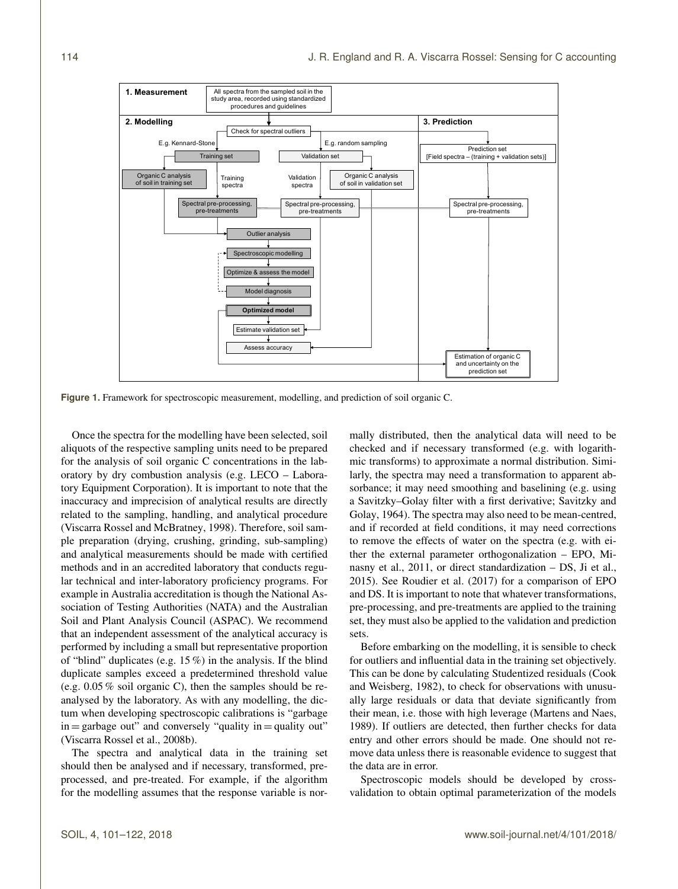**Figure 1.** Framework for spectroscopic measurement, modelling, and prediction of soil organic C.

Once the spectra for the modelling have been selected, soil aliquots of the respective sampling units need to be prepared for the analysis of soil organic C concentrations in the laboratory by dry combustion analysis (e.g. LECO – Laboratory Equipment Corporation). It is important to note that the inaccuracy and imprecision of analytical results are directly related to the sampling, handling, and analytical procedure (Viscarra Rossel and McBratney, 1998). Therefore, soil sample preparation (drying, crushing, grinding, sub-sampling) and analytical measurements should be made with certified methods and in an accredited laboratory that conducts regular technical and inter-laboratory proficiency programs. For example in Australia accreditation is though the National Association of Testing Authorities (NATA) and the Australian Soil and Plant Analysis Council (ASPAC). We recommend that an independent assessment of the analytical accuracy is performed by including a small but representative proportion of "blind" duplicates (e.g. 15 %) in the analysis. If the blind duplicate samples exceed a predetermined threshold value (e.g. 0.05 % soil organic C), then the samples should be reanalysed by the laboratory. As with any modelling, the dictum when developing spectroscopic calibrations is "garbage in = garbage out" and conversely "quality in = quality out" (Viscarra Rossel et al., 2008b).

The spectra and analytical data in the training set should then be analysed and if necessary, transformed, preprocessed, and pre-treated. For example, if the algorithm for the modelling assumes that the response variable is normally distributed, then the analytical data will need to be checked and if necessary transformed (e.g. with logarithmic transforms) to approximate a normal distribution. Similarly, the spectra may need a transformation to apparent absorbance; it may need smoothing and baselining (e.g. using a Savitzky–Golay filter with a first derivative; Savitzky and Golay, 1964). The spectra may also need to be mean-centred, and if recorded at field conditions, it may need corrections to remove the effects of water on the spectra (e.g. with either the external parameter orthogonalization – EPO, Minasny et al., 2011, or direct standardization – DS, Ji et al., 2015). See Roudier et al. (2017) for a comparison of EPO and DS. It is important to note that whatever transformations, pre-processing, and pre-treatments are applied to the training set, they must also be applied to the validation and prediction sets.

Before embarking on the modelling, it is sensible to check for outliers and influential data in the training set objectively. This can be done by calculating Studentized residuals (Cook and Weisberg, 1982), to check for observations with unusually large residuals or data that deviate significantly from their mean, i.e. those with high leverage (Martens and Naes, 1989). If outliers are detected, then further checks for data entry and other errors should be made. One should not remove data unless there is reasonable evidence to suggest that the data are in error.

Spectroscopic models should be developed by cross-validation to obtain optimal parameterization of the models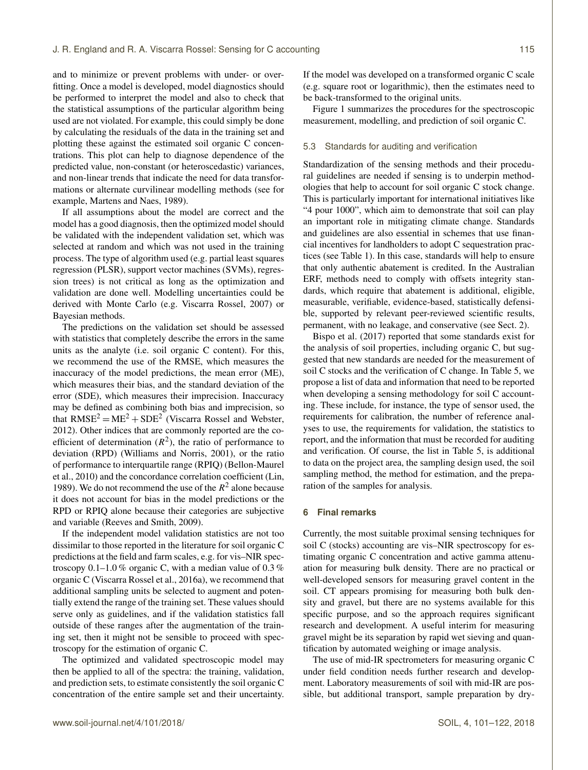and to minimize or prevent problems with under- or overfitting. Once a model is developed, model diagnostics should be performed to interpret the model and also to check that the statistical assumptions of the particular algorithm being used are not violated. For example, this could simply be done by calculating the residuals of the data in the training set and plotting these against the estimated soil organic C concentrations. This plot can help to diagnose dependence of the predicted value, non-constant (or heteroscedastic) variances, and non-linear trends that indicate the need for data transformations or alternate curvilinear modelling methods (see for example, Martens and Naes, 1989).

If all assumptions about the model are correct and the model has a good diagnosis, then the optimized model should be validated with the independent validation set, which was selected at random and which was not used in the training process. The type of algorithm used (e.g. partial least squares regression (PLSR), support vector machines (SVMs), regression trees) is not critical as long as the optimization and validation are done well. Modelling uncertainties could be derived with Monte Carlo (e.g. Viscarra Rossel, 2007) or Bayesian methods.

The predictions on the validation set should be assessed with statistics that completely describe the errors in the same units as the analyte (i.e. soil organic C content). For this, we recommend the use of the RMSE, which measures the inaccuracy of the model predictions, the mean error (ME), which measures their bias, and the standard deviation of the error (SDE), which measures their imprecision. Inaccuracy may be defined as combining both bias and imprecision, so that $\mathrm{RMSE}^2 = \mathrm{ME}^2 + \mathrm{SDE}^2$ (Viscarra Rossel and Webster, 2012). Other indices that are commonly reported are the coefficient of determination ($R^2$), the ratio of performance to deviation (RPD) (Williams and Norris, 2001), or the ratio of performance to interquartile range (RPIQ) (Bellon-Maurel et al., 2010) and the concordance correlation coefficient (Lin, 1989). We do not recommend the use of the $R^2$ alone because it does not account for bias in the model predictions or the RPD or RPIQ alone because their categories are subjective and variable (Reeves and Smith, 2009).

If the independent model validation statistics are not too dissimilar to those reported in the literature for soil organic C predictions at the field and farm scales, e.g. for vis–NIR spectroscopy 0.1–1.0 % organic C, with a median value of 0.3 % organic C (Viscarra Rossel et al., 2016a), we recommend that additional sampling units be selected to augment and potentially extend the range of the training set. These values should serve only as guidelines, and if the validation statistics fall outside of these ranges after the augmentation of the training set, then it might not be sensible to proceed with spectroscopy for the estimation of organic C.

The optimized and validated spectroscopic model may then be applied to all of the spectra: the training, validation, and prediction sets, to estimate consistently the soil organic C concentration of the entire sample set and their uncertainty. If the model was developed on a transformed organic C scale (e.g. square root or logarithmic), then the estimates need to be back-transformed to the original units.

Figure 1 summarizes the procedures for the spectroscopic measurement, modelling, and prediction of soil organic C.

### 5.3 Standards for auditing and verification

Standardization of the sensing methods and their procedural guidelines are needed if sensing is to underpin methodologies that help to account for soil organic C stock change. This is particularly important for international initiatives like "4 pour 1000", which aim to demonstrate that soil can play an important role in mitigating climate change. Standards and guidelines are also essential in schemes that use financial incentives for landholders to adopt C sequestration practices (see Table 1). In this case, standards will help to ensure that only authentic abatement is credited. In the Australian ERF, methods need to comply with offsets integrity standards, which require that abatement is additional, eligible, measurable, verifiable, evidence-based, statistically defensible, supported by relevant peer-reviewed scientific results, permanent, with no leakage, and conservative (see Sect. 2).

Bispo et al. (2017) reported that some standards exist for the analysis of soil properties, including organic C, but suggested that new standards are needed for the measurement of soil C stocks and the verification of C change. In Table 5, we propose a list of data and information that need to be reported when developing a sensing methodology for soil C accounting. These include, for instance, the type of sensor used, the requirements for calibration, the number of reference analyses to use, the requirements for validation, the statistics to report, and the information that must be recorded for auditing and verification. Of course, the list in Table 5, is additional to data on the project area, the sampling design used, the soil sampling method, the method for estimation, and the preparation of the samples for analysis.

## 6 Final remarks

Currently, the most suitable proximal sensing techniques for soil C (stocks) accounting are vis–NIR spectroscopy for estimating organic C concentration and active gamma attenuation for measuring bulk density. There are no practical or well-developed sensors for measuring gravel content in the soil. CT appears promising for measuring both bulk density and gravel, but there are no systems available for this specific purpose, and so the approach requires significant research and development. A useful interim for measuring gravel might be its separation by rapid wet sieving and quantification by automated weighing or image analysis.

The use of mid-IR spectrometers for measuring organic C under field condition needs further research and development. Laboratory measurements of soil with mid-IR are possible, but additional transport, sample preparation by dry-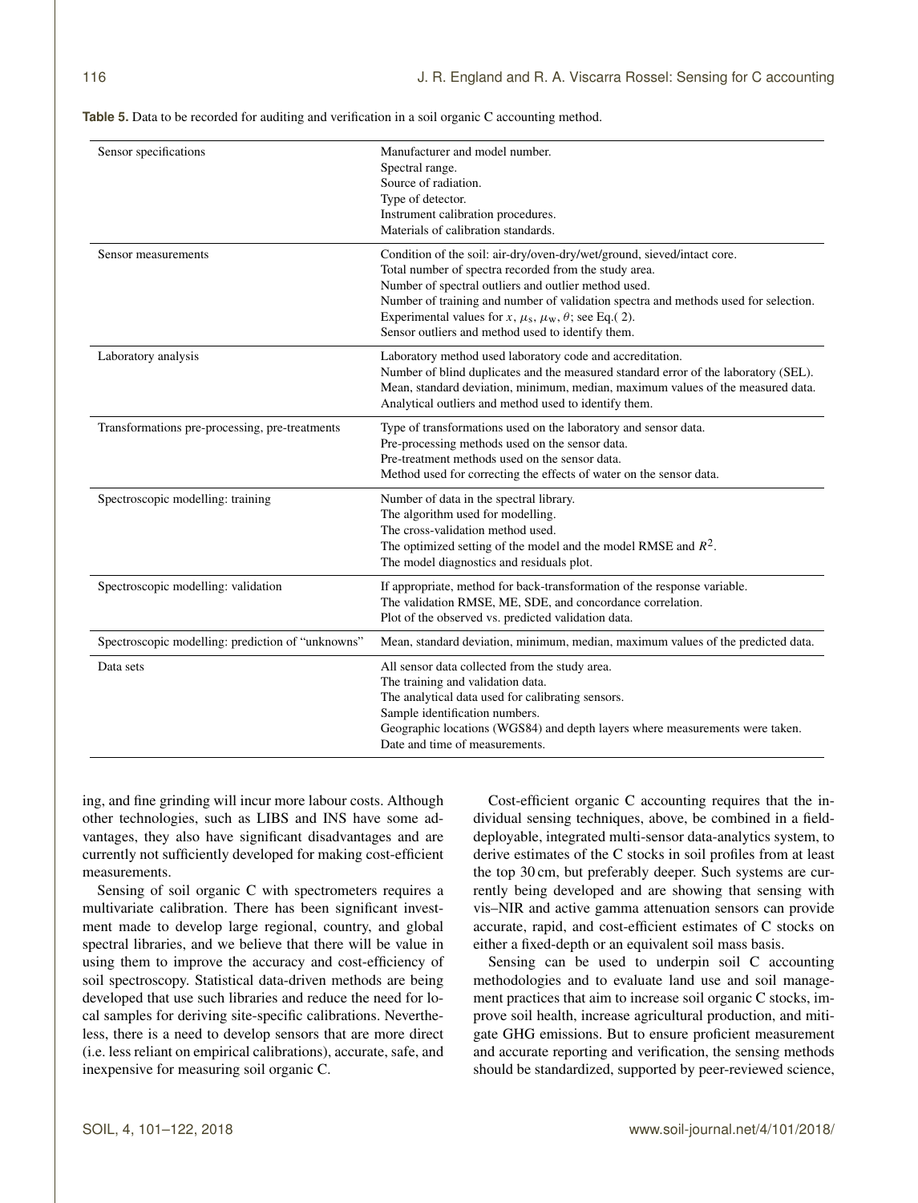**Table 5.** Data to be recorded for auditing and verification in a soil organic C accounting method.

| | |
|---|---|
| Sensor specifications | Manufacturer and model number.<br>Spectral range.<br>Source of radiation.<br>Type of detector.<br>Instrument calibration procedures.<br>Materials of calibration standards. |
| Sensor measurements | Condition of the soil: air-dry/oven-dry/wet/ground, sieved/intact core.<br>Total number of spectra recorded from the study area.<br>Number of spectral outliers and outlier method used.<br>Number of training and number of validation spectra and methods used for selection.<br>Experimental values for $x$, $\mu_s$, $\mu_w$, $\theta$; see Eq.( 2).<br>Sensor outliers and method used to identify them. |
| Laboratory analysis | Laboratory method used laboratory code and accreditation.<br>Number of blind duplicates and the measured standard error of the laboratory (SEL).<br>Mean, standard deviation, minimum, median, maximum values of the measured data.<br>Analytical outliers and method used to identify them. |
| Transformations pre-processing, pre-treatments | Type of transformations used on the laboratory and sensor data.<br>Pre-processing methods used on the sensor data.<br>Pre-treatment methods used on the sensor data.<br>Method used for correcting the effects of water on the sensor data. |
| Spectroscopic modelling: training | Number of data in the spectral library.<br>The algorithm used for modelling.<br>The cross-validation method used.<br>The optimized setting of the model and the model RMSE and $R^2$.<br>The model diagnostics and residuals plot. |
| Spectroscopic modelling: validation | If appropriate, method for back-transformation of the response variable.<br>The validation RMSE, ME, SDE, and concordance correlation.<br>Plot of the observed vs. predicted validation data. |
| Spectroscopic modelling: prediction of "unknowns" | Mean, standard deviation, minimum, median, maximum values of the predicted data. |
| Data sets | All sensor data collected from the study area.<br>The training and validation data.<br>The analytical data used for calibrating sensors.<br>Sample identification numbers.<br>Geographic locations (WGS84) and depth layers where measurements were taken.<br>Date and time of measurements. |

ing, and fine grinding will incur more labour costs. Although other technologies, such as LIBS and INS have some advantages, they also have significant disadvantages and are currently not sufficiently developed for making cost-efficient measurements.

Sensing of soil organic C with spectrometers requires a multivariate calibration. There has been significant investment made to develop large regional, country, and global spectral libraries, and we believe that there will be value in using them to improve the accuracy and cost-efficiency of soil spectroscopy. Statistical data-driven methods are being developed that use such libraries and reduce the need for local samples for deriving site-specific calibrations. Nevertheless, there is a need to develop sensors that are more direct (i.e. less reliant on empirical calibrations), accurate, safe, and inexpensive for measuring soil organic C.

Cost-efficient organic C accounting requires that the individual sensing techniques, above, be combined in a field-deployable, integrated multi-sensor data-analytics system, to derive estimates of the C stocks in soil profiles from at least the top 30 cm, but preferably deeper. Such systems are currently being developed and are showing that sensing with vis–NIR and active gamma attenuation sensors can provide accurate, rapid, and cost-efficient estimates of C stocks on either a fixed-depth or an equivalent soil mass basis.

Sensing can be used to underpin soil C accounting methodologies and to evaluate land use and soil management practices that aim to increase soil organic C stocks, improve soil health, increase agricultural production, and mitigate GHG emissions. But to ensure proficient measurement and accurate reporting and verification, the sensing methods should be standardized, supported by peer-reviewed science,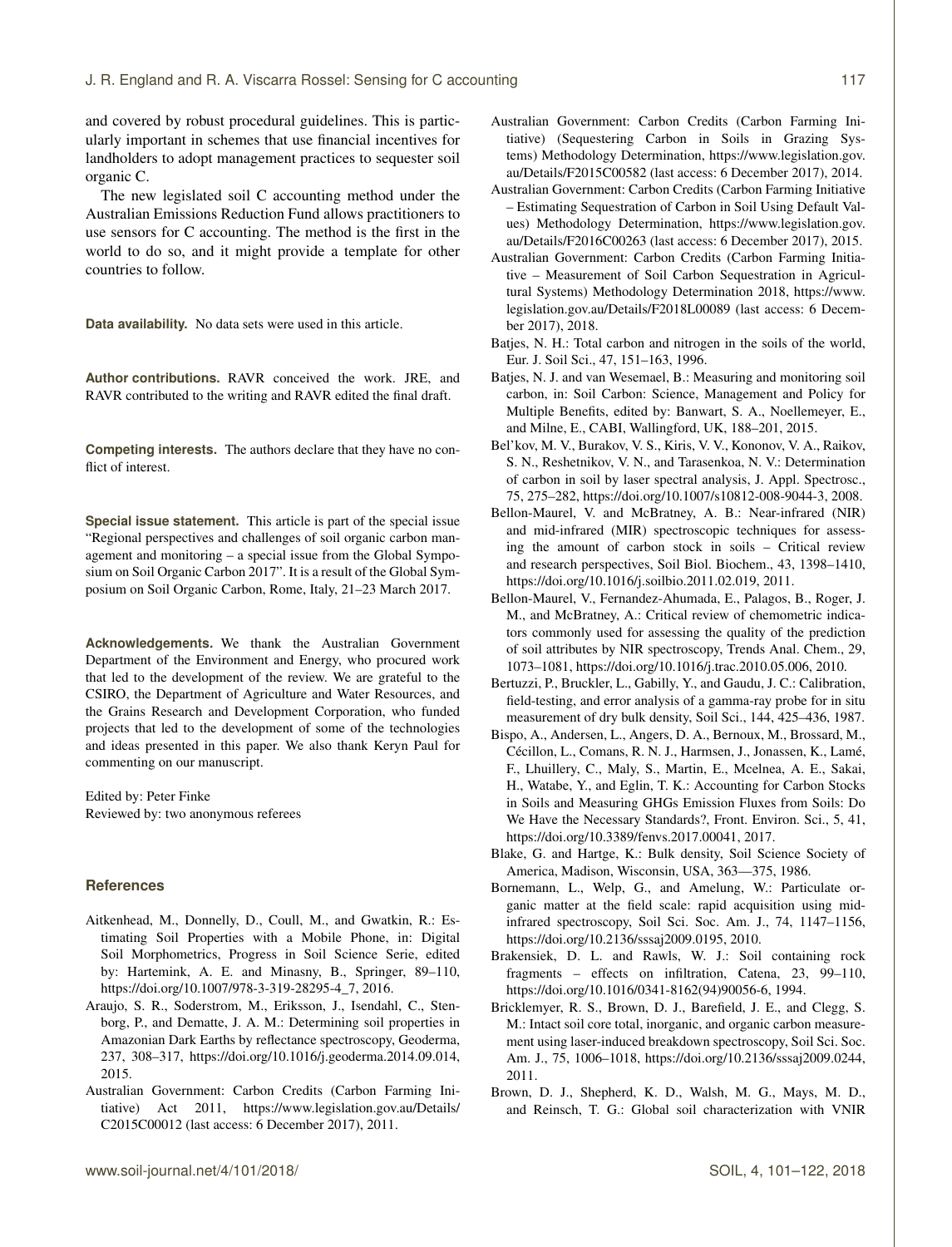and covered by robust procedural guidelines. This is particularly important in schemes that use financial incentives for landholders to adopt management practices to sequester soil organic C.

The new legislated soil C accounting method under the Australian Emissions Reduction Fund allows practitioners to use sensors for C accounting. The method is the first in the world to do so, and it might provide a template for other countries to follow.

**Data availability.** No data sets were used in this article.

**Author contributions.** RAVR conceived the work. JRE, and RAVR contributed to the writing and RAVR edited the final draft.

**Competing interests.** The authors declare that they have no conflict of interest.

**Special issue statement.** This article is part of the special issue "Regional perspectives and challenges of soil organic carbon management and monitoring – a special issue from the Global Symposium on Soil Organic Carbon 2017". It is a result of the Global Symposium on Soil Organic Carbon, Rome, Italy, 21–23 March 2017.

**Acknowledgements.** We thank the Australian Government Department of the Environment and Energy, who procured work that led to the development of the review. We are grateful to the CSIRO, the Department of Agriculture and Water Resources, and the Grains Research and Development Corporation, who funded projects that led to the development of some of the technologies and ideas presented in this paper. We also thank Keryn Paul for commenting on our manuscript.

Edited by: Peter Finke
Reviewed by: two anonymous referees

## References

Aitkenhead, M., Donnelly, D., Coull, M., and Gwatkin, R.: Estimating Soil Properties with a Mobile Phone, in: Digital Soil Morphometrics, Progress in Soil Science Serie, edited by: Hartemink, A. E. and Minasny, B., Springer, 89–110, https://doi.org/10.1007/978-3-319-28295-4_7, 2016.

Araujo, S. R., Soderstrom, M., Eriksson, J., Isendahl, C., Stenborg, P., and Dematte, J. A. M.: Determining soil properties in Amazonian Dark Earths by reflectance spectroscopy, Geoderma, 237, 308–317, https://doi.org/10.1016/j.geoderma.2014.09.014, 2015.

Australian Government: Carbon Credits (Carbon Farming Initiative) Act 2011, https://www.legislation.gov.au/Details/C2015C00012 (last access: 6 December 2017), 2011.

Australian Government: Carbon Credits (Carbon Farming Initiative) (Sequestering Carbon in Soils in Grazing Systems) Methodology Determination, https://www.legislation.gov.au/Details/F2015C00582 (last access: 6 December 2017), 2014.

Australian Government: Carbon Credits (Carbon Farming Initiative – Estimating Sequestration of Carbon in Soil Using Default Values) Methodology Determination, https://www.legislation.gov.au/Details/F2016C00263 (last access: 6 December 2017), 2015.

Australian Government: Carbon Credits (Carbon Farming Initiative – Measurement of Soil Carbon Sequestration in Agricultural Systems) Methodology Determination 2018, https://www.legislation.gov.au/Details/F2018L00089 (last access: 6 December 2017), 2018.

Batjes, N. H.: Total carbon and nitrogen in the soils of the world, Eur. J. Soil Sci., 47, 151–163, 1996.

Batjes, N. J. and van Wesemael, B.: Measuring and monitoring soil carbon, in: Soil Carbon: Science, Management and Policy for Multiple Benefits, edited by: Banwart, S. A., Noellemeyer, E., and Milne, E., CABI, Wallingford, UK, 188–201, 2015.

Bel'kov, M. V., Burakov, V. S., Kiris, V. V., Kononov, V. A., Raikov, S. N., Reshetnikov, V. N., and Tarasenkoa, N. V.: Determination of carbon in soil by laser spectral analysis, J. Appl. Spectrosc., 75, 275–282, https://doi.org/10.1007/s10812-008-9044-3, 2008.

Bellon-Maurel, V. and McBratney, A. B.: Near-infrared (NIR) and mid-infrared (MIR) spectroscopic techniques for assessing the amount of carbon stock in soils – Critical review and research perspectives, Soil Biol. Biochem., 43, 1398–1410, https://doi.org/10.1016/j.soilbio.2011.02.019, 2011.

Bellon-Maurel, V., Fernandez-Ahumada, E., Palagos, B., Roger, J. M., and McBratney, A.: Critical review of chemometric indicators commonly used for assessing the quality of the prediction of soil attributes by NIR spectroscopy, Trends Anal. Chem., 29, 1073–1081, https://doi.org/10.1016/j.trac.2010.05.006, 2010.

Bertuzzi, P., Bruckler, L., Gabilly, Y., and Gaudu, J. C.: Calibration, field-testing, and error analysis of a gamma-ray probe for in situ measurement of dry bulk density, Soil Sci., 144, 425–436, 1987.

Bispo, A., Andersen, L., Angers, D. A., Bernoux, M., Brossard, M., Cécillon, L., Comans, R. N. J., Harmsen, J., Jonassen, K., Lamé, F., Lhuillery, C., Maly, S., Martin, E., Mcelnea, A. E., Sakai, H., Watabe, Y., and Eglin, T. K.: Accounting for Carbon Stocks in Soils and Measuring GHGs Emission Fluxes from Soils: Do We Have the Necessary Standards?, Front. Environ. Sci., 5, 41, https://doi.org/10.3389/fenvs.2017.00041, 2017.

Blake, G. and Hartge, K.: Bulk density, Soil Science Society of America, Madison, Wisconsin, USA, 363—375, 1986.

Bornemann, L., Welp, G., and Amelung, W.: Particulate organic matter at the field scale: rapid acquisition using mid-infrared spectroscopy, Soil Sci. Soc. Am. J., 74, 1147–1156, https://doi.org/10.2136/sssaj2009.0195, 2010.

Brakensiek, D. L. and Rawls, W. J.: Soil containing rock fragments – effects on infiltration, Catena, 23, 99–110, https://doi.org/10.1016/0341-8162(94)90056-6, 1994.

Bricklemyer, R. S., Brown, D. J., Barefield, J. E., and Clegg, S. M.: Intact soil core total, inorganic, and organic carbon measurement using laser-induced breakdown spectroscopy, Soil Sci. Soc. Am. J., 75, 1006–1018, https://doi.org/10.2136/sssaj2009.0244, 2011.

Brown, D. J., Shepherd, K. D., Walsh, M. G., Mays, M. D., and Reinsch, T. G.: Global soil characterization with VNIR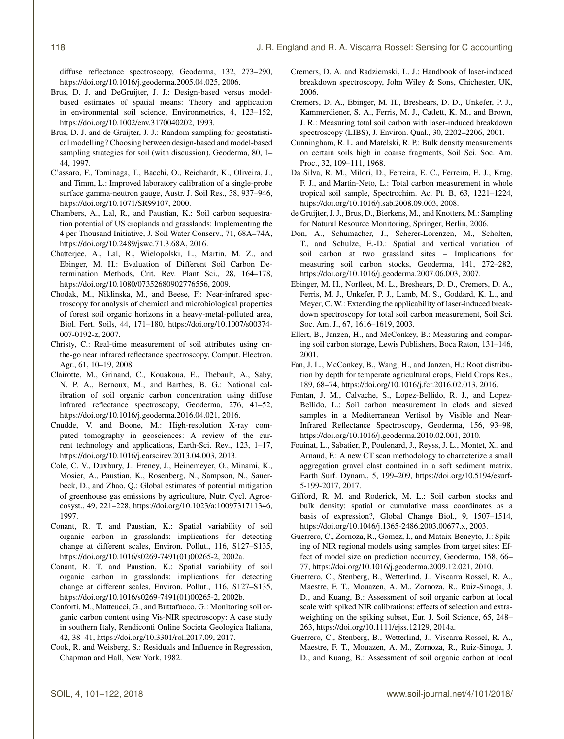diffuse reflectance spectroscopy, Geoderma, 132, 273–290, https://doi.org/10.1016/j.geoderma.2005.04.025, 2006.

Brus, D. J. and DeGruijter, J. J.: Design-based versus model-based estimates of spatial means: Theory and application in environmental soil science, Environmetrics, 4, 123–152, https://doi.org/10.1002/env.3170040202, 1993.

Brus, D. J. and de Gruijter, J. J.: Random sampling for geostatistical modelling? Choosing between design-based and model-based sampling strategies for soil (with discussion), Geoderma, 80, 1–44, 1997.

C'assaro, F., Tominaga, T., Bacchi, O., Reichardt, K., Oliveira, J., and Timm, L.: Improved laboratory calibration of a single-probe surface gamma-neutron gauge, Austr. J. Soil Res., 38, 937–946, https://doi.org/10.1071/SR99107, 2000.

Chambers, A., Lal, R., and Paustian, K.: Soil carbon sequestration potential of US croplands and grasslands: Implementing the 4 per Thousand Initiative, J. Soil Water Conserv., 71, 68A–74A, https://doi.org/10.2489/jswc.71.3.68A, 2016.

Chatterjee, A., Lal, R., Wielopolski, L., Martin, M. Z., and Ebinger, M. H.: Evaluation of Different Soil Carbon Determination Methods, Crit. Rev. Plant Sci., 28, 164–178, https://doi.org/10.1080/07352680902776556, 2009.

Chodak, M., Niklinska, M., and Beese, F.: Near-infrared spectroscopy for analysis of chemical and microbiological properties of forest soil organic horizons in a heavy-metal-polluted area, Biol. Fert. Soils, 44, 171–180, https://doi.org/10.1007/s00374-007-0192-z, 2007.

Christy, C.: Real-time measurement of soil attributes using on-the-go near infrared reflectance spectroscopy, Comput. Electron. Agr., 61, 10–19, 2008.

Clairotte, M., Grinand, C., Kouakoua, E., Thebault, A., Saby, N. P. A., Bernoux, M., and Barthes, B. G.: National calibration of soil organic carbon concentration using diffuse infrared reflectance spectroscopy, Geoderma, 276, 41–52, https://doi.org/10.1016/j.geoderma.2016.04.021, 2016.

Cnudde, V. and Boone, M.: High-resolution X-ray computed tomography in geosciences: A review of the current technology and applications, Earth-Sci. Rev., 123, 1–17, https://doi.org/10.1016/j.earscirev.2013.04.003, 2013.

Cole, C. V., Duxbury, J., Freney, J., Heinemeyer, O., Minami, K., Mosier, A., Paustian, K., Rosenberg, N., Sampson, N., Sauerbeck, D., and Zhao, Q.: Global estimates of potential mitigation of greenhouse gas emissions by agriculture, Nutr. Cycl. Agroecosyst., 49, 221–228, https://doi.org/10.1023/a:1009731711346, 1997.

Conant, R. T. and Paustian, K.: Spatial variability of soil organic carbon in grasslands: implications for detecting change at different scales, Environ. Pollut., 116, S127–S135, https://doi.org/10.1016/s0269-7491(01)00265-2, 2002a.

Conant, R. T. and Paustian, K.: Spatial variability of soil organic carbon in grasslands: implications for detecting change at different scales, Environ. Pollut., 116, S127–S135, https://doi.org/10.1016/s0269-7491(01)00265-2, 2002b.

Conforti, M., Matteucci, G., and Buttafuoco, G.: Monitoring soil organic carbon content using Vis-NIR spectroscopy: A case study in southern Italy, Rendiconti Online Societa Geologica Italiana, 42, 38–41, https://doi.org/10.3301/rol.2017.09, 2017.

Cook, R. and Weisberg, S.: Residuals and Influence in Regression, Chapman and Hall, New York, 1982.

Cremers, D. A. and Radziemski, L. J.: Handbook of laser-induced breakdown spectroscopy, John Wiley & Sons, Chichester, UK, 2006.

Cremers, D. A., Ebinger, M. H., Breshears, D. D., Unkefer, P. J., Kammerdiener, S. A., Ferris, M. J., Catlett, K. M., and Brown, J. R.: Measuring total soil carbon with laser-induced breakdown spectroscopy (LIBS), J. Environ. Qual., 30, 2202–2206, 2001.

Cunningham, R. L. and Matelski, R. P.: Bulk density measurements on certain soils high in coarse fragments, Soil Sci. Soc. Am. Proc., 32, 109–111, 1968.

Da Silva, R. M., Milori, D., Ferreira, E. C., Ferreira, E. J., Krug, F. J., and Martin-Neto, L.: Total carbon measurement in whole tropical soil sample, Spectrochim. Ac. Pt. B, 63, 1221–1224, https://doi.org/10.1016/j.sab.2008.09.003, 2008.

de Gruijter, J. J., Brus, D., Bierkens, M., and Knotters, M.: Sampling for Natural Resource Monitoring, Springer, Berlin, 2006.

Don, A., Schumacher, J., Scherer-Lorenzen, M., Scholten, T., and Schulze, E.-D.: Spatial and vertical variation of soil carbon at two grassland sites – Implications for measuring soil carbon stocks, Geoderma, 141, 272–282, https://doi.org/10.1016/j.geoderma.2007.06.003, 2007.

Ebinger, M. H., Norfleet, M. L., Breshears, D. D., Cremers, D. A., Ferris, M. J., Unkefer, P. J., Lamb, M. S., Goddard, K. L., and Meyer, C. W.: Extending the applicability of laser-induced breakdown spectroscopy for total soil carbon measurement, Soil Sci. Soc. Am. J., 67, 1616–1619, 2003.

Ellert, B., Janzen, H., and McConkey, B.: Measuring and comparing soil carbon storage, Lewis Publishers, Boca Raton, 131–146, 2001.

Fan, J. L., McConkey, B., Wang, H., and Janzen, H.: Root distribution by depth for temperate agricultural crops, Field Crops Res., 189, 68–74, https://doi.org/10.1016/j.fcr.2016.02.013, 2016.

Fontan, J. M., Calvache, S., Lopez-Bellido, R. J., and Lopez-Bellido, L.: Soil carbon measurement in clods and sieved samples in a Mediterranean Vertisol by Visible and Near-Infrared Reflectance Spectroscopy, Geoderma, 156, 93–98, https://doi.org/10.1016/j.geoderma.2010.02.001, 2010.

Fouinat, L., Sabatier, P., Poulenard, J., Reyss, J. L., Montet, X., and Arnaud, F.: A new CT scan methodology to characterize a small aggregation gravel clast contained in a soft sediment matrix, Earth Surf. Dynam., 5, 199–209, https://doi.org/10.5194/esurf-5-199-2017, 2017.

Gifford, R. M. and Roderick, M. L.: Soil carbon stocks and bulk density: spatial or cumulative mass coordinates as a basis of expression?, Global Change Biol., 9, 1507–1514, https://doi.org/10.1046/j.1365-2486.2003.00677.x, 2003.

Guerrero, C., Zornoza, R., Gomez, I., and Mataix-Beneyto, J.: Spiking of NIR regional models using samples from target sites: Effect of model size on prediction accuracy, Geoderma, 158, 66–77, https://doi.org/10.1016/j.geoderma.2009.12.021, 2010.

Guerrero, C., Stenberg, B., Wetterlind, J., Viscarra Rossel, R. A., Maestre, F. T., Mouazen, A. M., Zornoza, R., Ruiz-Sinoga, J. D., and Kuang, B.: Assessment of soil organic carbon at local scale with spiked NIR calibrations: effects of selection and extra-weighting on the spiking subset, Eur. J. Soil Science, 65, 248–263, https://doi.org/10.1111/ejss.12129, 2014a.

Guerrero, C., Stenberg, B., Wetterlind, J., Viscarra Rossel, R. A., Maestre, F. T., Mouazen, A. M., Zornoza, R., Ruiz-Sinoga, J. D., and Kuang, B.: Assessment of soil organic carbon at local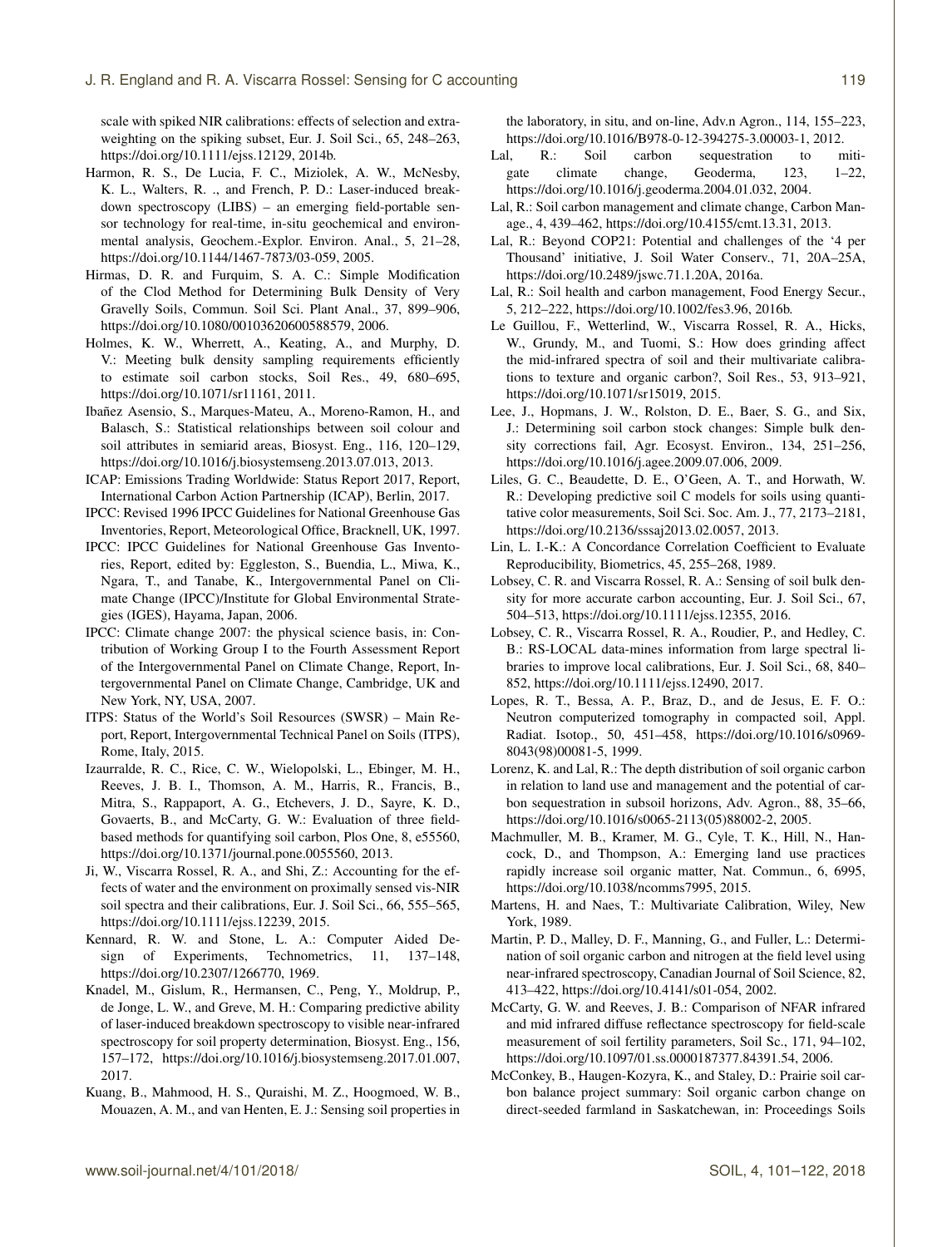scale with spiked NIR calibrations: effects of selection and extra-weighting on the spiking subset, Eur. J. Soil Sci., 65, 248–263, https://doi.org/10.1111/ejss.12129, 2014b.

Harmon, R. S., De Lucia, F. C., Miziolek, A. W., McNesby, K. L., Walters, R. ., and French, P. D.: Laser-induced breakdown spectroscopy (LIBS) – an emerging field-portable sensor technology for real-time, in-situ geochemical and environmental analysis, Geochem.-Explor. Environ. Anal., 5, 21–28, https://doi.org/10.1144/1467-7873/03-059, 2005.

Hirmas, D. R. and Furquim, S. A. C.: Simple Modification of the Clod Method for Determining Bulk Density of Very Gravelly Soils, Commun. Soil Sci. Plant Anal., 37, 899–906, https://doi.org/10.1080/00103620600588579, 2006.

Holmes, K. W., Wherrett, A., Keating, A., and Murphy, D. V.: Meeting bulk density sampling requirements efficiently to estimate soil carbon stocks, Soil Res., 49, 680–695, https://doi.org/10.1071/sr11161, 2011.

Ibañez Asensio, S., Marques-Mateu, A., Moreno-Ramon, H., and Balasch, S.: Statistical relationships between soil colour and soil attributes in semiarid areas, Biosyst. Eng., 116, 120–129, https://doi.org/10.1016/j.biosystemseng.2013.07.013, 2013.

ICAP: Emissions Trading Worldwide: Status Report 2017, Report, International Carbon Action Partnership (ICAP), Berlin, 2017.

IPCC: Revised 1996 IPCC Guidelines for National Greenhouse Gas Inventories, Report, Meteorological Office, Bracknell, UK, 1997.

IPCC: IPCC Guidelines for National Greenhouse Gas Inventories, Report, edited by: Eggleston, S., Buendia, L., Miwa, K., Ngara, T., and Tanabe, K., Intergovernmental Panel on Climate Change (IPCC)/Institute for Global Environmental Strategies (IGES), Hayama, Japan, 2006.

IPCC: Climate change 2007: the physical science basis, in: Contribution of Working Group I to the Fourth Assessment Report of the Intergovernmental Panel on Climate Change, Report, Intergovernmental Panel on Climate Change, Cambridge, UK and New York, NY, USA, 2007.

ITPS: Status of the World's Soil Resources (SWSR) – Main Report, Report, Intergovernmental Technical Panel on Soils (ITPS), Rome, Italy, 2015.

Izaurralde, R. C., Rice, C. W., Wielopolski, L., Ebinger, M. H., Reeves, J. B. I., Thomson, A. M., Harris, R., Francis, B., Mitra, S., Rappaport, A. G., Etchevers, J. D., Sayre, K. D., Govaerts, B., and McCarty, G. W.: Evaluation of three field-based methods for quantifying soil carbon, Plos One, 8, e55560, https://doi.org/10.1371/journal.pone.0055560, 2013.

Ji, W., Viscarra Rossel, R. A., and Shi, Z.: Accounting for the effects of water and the environment on proximally sensed vis-NIR soil spectra and their calibrations, Eur. J. Soil Sci., 66, 555–565, https://doi.org/10.1111/ejss.12239, 2015.

Kennard, R. W. and Stone, L. A.: Computer Aided Design of Experiments, Technometrics, 11, 137–148, https://doi.org/10.2307/1266770, 1969.

Knadel, M., Gislum, R., Hermansen, C., Peng, Y., Moldrup, P., de Jonge, L. W., and Greve, M. H.: Comparing predictive ability of laser-induced breakdown spectroscopy to visible near-infrared spectroscopy for soil property determination, Biosyst. Eng., 156, 157–172, https://doi.org/10.1016/j.biosystemseng.2017.01.007, 2017.

Kuang, B., Mahmood, H. S., Quraishi, M. Z., Hoogmoed, W. B., Mouazen, A. M., and van Henten, E. J.: Sensing soil properties in the laboratory, in situ, and on-line, Adv.n Agron., 114, 155–223, https://doi.org/10.1016/B978-0-12-394275-3.00003-1, 2012.

Lal, R.: Soil carbon sequestration to mitigate climate change, Geoderma, 123, 1–22, https://doi.org/10.1016/j.geoderma.2004.01.032, 2004.

Lal, R.: Soil carbon management and climate change, Carbon Manage., 4, 439–462, https://doi.org/10.4155/cmt.13.31, 2013.

Lal, R.: Beyond COP21: Potential and challenges of the '4 per Thousand' initiative, J. Soil Water Conserv., 71, 20A–25A, https://doi.org/10.2489/jswc.71.1.20A, 2016a.

Lal, R.: Soil health and carbon management, Food Energy Secur., 5, 212–222, https://doi.org/10.1002/fes3.96, 2016b.

Le Guillou, F., Wetterlind, W., Viscarra Rossel, R. A., Hicks, W., Grundy, M., and Tuomi, S.: How does grinding affect the mid-infrared spectra of soil and their multivariate calibrations to texture and organic carbon?, Soil Res., 53, 913–921, https://doi.org/10.1071/sr15019, 2015.

Lee, J., Hopmans, J. W., Rolston, D. E., Baer, S. G., and Six, J.: Determining soil carbon stock changes: Simple bulk density corrections fail, Agr. Ecosyst. Environ., 134, 251–256, https://doi.org/10.1016/j.agee.2009.07.006, 2009.

Liles, G. C., Beaudette, D. E., O'Geen, A. T., and Horwath, W. R.: Developing predictive soil C models for soils using quantitative color measurements, Soil Sci. Soc. Am. J., 77, 2173–2181, https://doi.org/10.2136/sssaj2013.02.0057, 2013.

Lin, L. I.-K.: A Concordance Correlation Coefficient to Evaluate Reproducibility, Biometrics, 45, 255–268, 1989.

Lobsey, C. R. and Viscarra Rossel, R. A.: Sensing of soil bulk density for more accurate carbon accounting, Eur. J. Soil Sci., 67, 504–513, https://doi.org/10.1111/ejss.12355, 2016.

Lobsey, C. R., Viscarra Rossel, R. A., Roudier, P., and Hedley, C. B.: RS-LOCAL data-mines information from large spectral libraries to improve local calibrations, Eur. J. Soil Sci., 68, 840–852, https://doi.org/10.1111/ejss.12490, 2017.

Lopes, R. T., Bessa, A. P., Braz, D., and de Jesus, E. F. O.: Neutron computerized tomography in compacted soil, Appl. Radiat. Isotop., 50, 451–458, https://doi.org/10.1016/s0969-8043(98)00081-5, 1999.

Lorenz, K. and Lal, R.: The depth distribution of soil organic carbon in relation to land use and management and the potential of carbon sequestration in subsoil horizons, Adv. Agron., 88, 35–66, https://doi.org/10.1016/s0065-2113(05)88002-2, 2005.

Machmuller, M. B., Kramer, M. G., Cyle, T. K., Hill, N., Hancock, D., and Thompson, A.: Emerging land use practices rapidly increase soil organic matter, Nat. Commun., 6, 6995, https://doi.org/10.1038/ncomms7995, 2015.

Martens, H. and Naes, T.: Multivariate Calibration, Wiley, New York, 1989.

Martin, P. D., Malley, D. F., Manning, G., and Fuller, L.: Determination of soil organic carbon and nitrogen at the field level using near-infrared spectroscopy, Canadian Journal of Soil Science, 82, 413–422, https://doi.org/10.4141/s01-054, 2002.

McCarty, G. W. and Reeves, J. B.: Comparison of NFAR infrared and mid infrared diffuse reflectance spectroscopy for field-scale measurement of soil fertility parameters, Soil Sc., 171, 94–102, https://doi.org/10.1097/01.ss.0000187377.84391.54, 2006.

McConkey, B., Haugen-Kozyra, K., and Staley, D.: Prairie soil carbon balance project summary: Soil organic carbon change on direct-seeded farmland in Saskatchewan, in: Proceedings Soils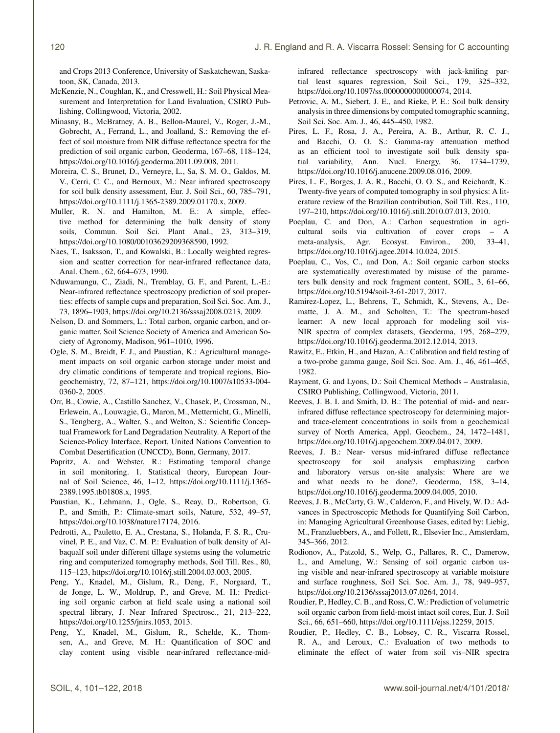and Crops 2013 Conference, University of Saskatchewan, Saskatoon, SK, Canada, 2013.

McKenzie, N., Coughlan, K., and Cresswell, H.: Soil Physical Measurement and Interpretation for Land Evaluation, CSIRO Publishing, Collingwood, Victoria, 2002.

Minasny, B., McBratney, A. B., Bellon-Maurel, V., Roger, J.-M., Gobrecht, A., Ferrand, L., and Joalland, S.: Removing the effect of soil moisture from NIR diffuse reflectance spectra for the prediction of soil organic carbon, Geoderma, 167–68, 118–124, https://doi.org/10.1016/j.geoderma.2011.09.008, 2011.

Moreira, C. S., Brunet, D., Verneyre, L., Sa, S. M. O., Galdos, M. V., Cerri, C. C., and Bernoux, M.: Near infrared spectroscopy for soil bulk density assessment, Eur. J. Soil Sci., 60, 785–791, https://doi.org/10.1111/j.1365-2389.2009.01170.x, 2009.

Muller, R. N. and Hamilton, M. E.: A simple, effective method for determining the bulk density of stony soils, Commun. Soil Sci. Plant Anal., 23, 313–319, https://doi.org/10.1080/00103629209368590, 1992.

Naes, T., Isaksson, T., and Kowalski, B.: Locally weighted regression and scatter correction for near-infrared reflectance data, Anal. Chem., 62, 664–673, 1990.

Nduwamungu, C., Ziadi, N., Tremblay, G. F., and Parent, L.-E.: Near-infrared reflectance spectroscopy prediction of soil properties: effects of sample cups and preparation, Soil Sci. Soc. Am. J., 73, 1896–1903, https://doi.org/10.2136/sssaj2008.0213, 2009.

Nelson, D. and Sommers, L.: Total carbon, organic carbon, and organic matter, Soil Science Society of America and American Society of Agronomy, Madison, 961–1010, 1996.

Ogle, S. M., Breidt, F. J., and Paustian, K.: Agricultural management impacts on soil organic carbon storage under moist and dry climatic conditions of temperate and tropical regions, Biogeochemistry, 72, 87–121, https://doi.org/10.1007/s10533-004-0360-2, 2005.

Orr, B., Cowie, A., Castillo Sanchez, V., Chasek, P., Crossman, N., Erlewein, A., Louwagie, G., Maron, M., Metternicht, G., Minelli, S., Tengberg, A., Walter, S., and Welton, S.: Scientific Conceptual Framework for Land Degradation Neutrality. A Report of the Science-Policy Interface, Report, United Nations Convention to Combat Desertification (UNCCD), Bonn, Germany, 2017.

Papritz, A. and Webster, R.: Estimating temporal change in soil monitoring. 1. Statistical theory, European Journal of Soil Science, 46, 1–12, https://doi.org/10.1111/j.1365-2389.1995.tb01808.x, 1995.

Paustian, K., Lehmann, J., Ogle, S., Reay, D., Robertson, G. P., and Smith, P.: Climate-smart soils, Nature, 532, 49–57, https://doi.org/10.1038/nature17174, 2016.

Pedrotti, A., Pauletto, E. A., Crestana, S., Holanda, F. S. R., Cruvinel, P. E., and Vaz, C. M. P.: Evaluation of bulk density of Albaqualf soil under different tillage systems using the volumetric ring and computerized tomography methods, Soil Till. Res., 80, 115–123, https://doi.org/10.1016/j.still.2004.03.003, 2005.

Peng, Y., Knadel, M., Gislum, R., Deng, F., Norgaard, T., de Jonge, L. W., Moldrup, P., and Greve, M. H.: Predicting soil organic carbon at field scale using a national soil spectral library, J. Near Infrared Spectrosc., 21, 213–222, https://doi.org/10.1255/jnirs.1053, 2013.

Peng, Y., Knadel, M., Gislum, R., Schelde, K., Thomsen, A., and Greve, M. H.: Quantification of SOC and clay content using visible near-infrared reflectance-mid-infrared reflectance spectroscopy with jack-knifing partial least squares regression, Soil Sci., 179, 325–332, https://doi.org/10.1097/ss.0000000000000074, 2014.

Petrovic, A. M., Siebert, J. E., and Rieke, P. E.: Soil bulk density analysis in three dimensions by computed tomographic scanning, Soil Sci. Soc. Am. J., 46, 445–450, 1982.

Pires, L. F., Rosa, J. A., Pereira, A. B., Arthur, R. C. J., and Bacchi, O. O. S.: Gamma-ray attenuation method as an efficient tool to investigate soil bulk density spatial variability, Ann. Nucl. Energy, 36, 1734–1739, https://doi.org/10.1016/j.anucene.2009.08.016, 2009.

Pires, L. F., Borges, J. A. R., Bacchi, O. O. S., and Reichardt, K.: Twenty-five years of computed tomography in soil physics: A literature review of the Brazilian contribution, Soil Till. Res., 110, 197–210, https://doi.org/10.1016/j.still.2010.07.013, 2010.

Poeplau, C. and Don, A.: Carbon sequestration in agricultural soils via cultivation of cover crops – A meta-analysis, Agr. Ecosyst. Environ., 200, 33–41, https://doi.org/10.1016/j.agee.2014.10.024, 2015.

Poeplau, C., Vos, C., and Don, A.: Soil organic carbon stocks are systematically overestimated by misuse of the parameters bulk density and rock fragment content, SOIL, 3, 61–66, https://doi.org/10.5194/soil-3-61-2017, 2017.

Ramirez-Lopez, L., Behrens, T., Schmidt, K., Stevens, A., Dematte, J. A. M., and Scholten, T.: The spectrum-based learner: A new local approach for modeling soil vis-NIR spectra of complex datasets, Geoderma, 195, 268–279, https://doi.org/10.1016/j.geoderma.2012.12.014, 2013.

Rawitz, E., Etkin, H., and Hazan, A.: Calibration and field testing of a two-probe gamma gauge, Soil Sci. Soc. Am. J., 46, 461–465, 1982.

Rayment, G. and Lyons, D.: Soil Chemical Methods – Australasia, CSIRO Publishing, Collingwood, Victoria, 2011.

Reeves, J. B. I. and Smith, D. B.: The potential of mid- and near-infrared diffuse reflectance spectroscopy for determining major- and trace-element concentrations in soils from a geochemical survey of North America, Appl. Geochem., 24, 1472–1481, https://doi.org/10.1016/j.apgeochem.2009.04.017, 2009.

Reeves, J. B.: Near- versus mid-infrared diffuse reflectance spectroscopy for soil analysis emphasizing carbon and laboratory versus on-site analysis: Where are we and what needs to be done?, Geoderma, 158, 3–14, https://doi.org/10.1016/j.geoderma.2009.04.005, 2010.

Reeves, J. B., McCarty, G. W., Calderon, F., and Hively, W. D.: Advances in Spectroscopic Methods for Quantifying Soil Carbon, in: Managing Agricultural Greenhouse Gases, edited by: Liebig, M., Franzluebbers, A., and Follett, R., Elsevier Inc., Amsterdam, 345–366, 2012.

Rodionov, A., Patzold, S., Welp, G., Pallares, R. C., Damerow, L., and Amelung, W.: Sensing of soil organic carbon using visible and near-infrared spectroscopy at variable moisture and surface roughness, Soil Sci. Soc. Am. J., 78, 949–957, https://doi.org/10.2136/sssaj2013.07.0264, 2014.

Roudier, P., Hedley, C. B., and Ross, C. W.: Prediction of volumetric soil organic carbon from field-moist intact soil cores, Eur. J. Soil Sci., 66, 651–660, https://doi.org/10.1111/ejss.12259, 2015.

Roudier, P., Hedley, C. B., Lobsey, C. R., Viscarra Rossel, R. A., and Leroux, C.: Evaluation of two methods to eliminate the effect of water from soil vis–NIR spectra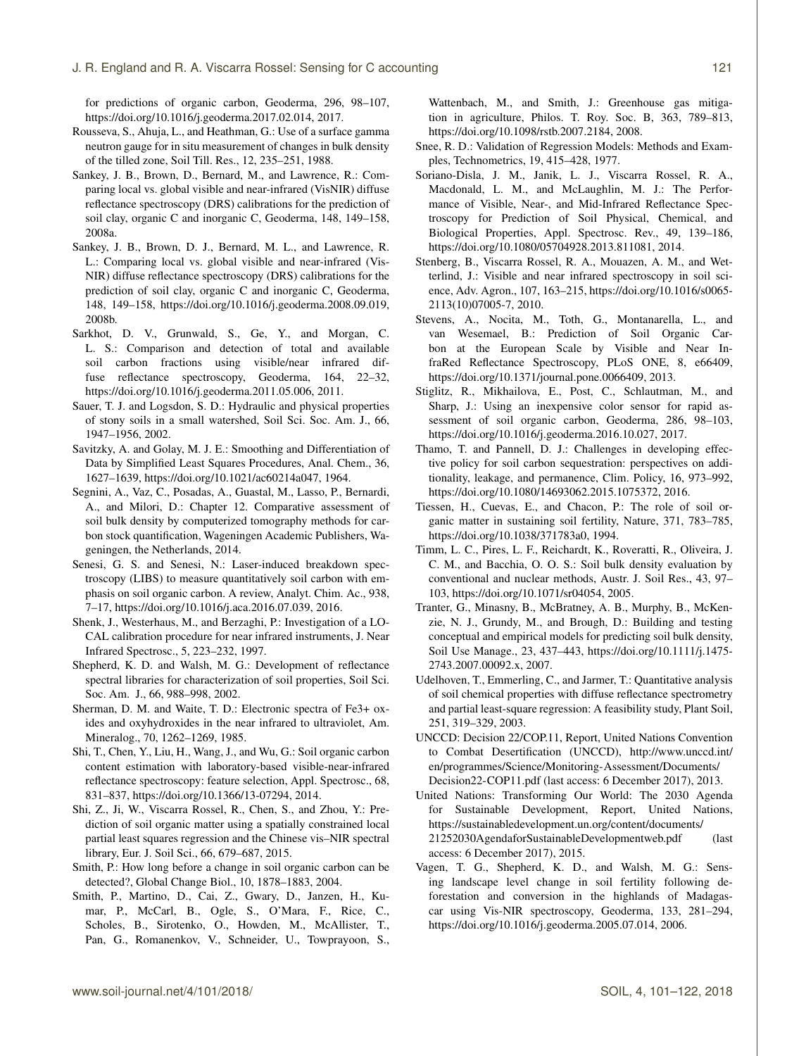for predictions of organic carbon, Geoderma, 296, 98–107, https://doi.org/10.1016/j.geoderma.2017.02.014, 2017.

Rousseva, S., Ahuja, L., and Heathman, G.: Use of a surface gamma neutron gauge for in situ measurement of changes in bulk density of the tilled zone, Soil Till. Res., 12, 235–251, 1988.

Sankey, J. B., Brown, D., Bernard, M., and Lawrence, R.: Comparing local vs. global visible and near-infrared (VisNIR) diffuse reflectance spectroscopy (DRS) calibrations for the prediction of soil clay, organic C and inorganic C, Geoderma, 148, 149–158, 2008a.

Sankey, J. B., Brown, D. J., Bernard, M. L., and Lawrence, R. L.: Comparing local vs. global visible and near-infrared (VisNIR) diffuse reflectance spectroscopy (DRS) calibrations for the prediction of soil clay, organic C and inorganic C, Geoderma, 148, 149–158, https://doi.org/10.1016/j.geoderma.2008.09.019, 2008b.

Sarkhot, D. V., Grunwald, S., Ge, Y., and Morgan, C. L. S.: Comparison and detection of total and available soil carbon fractions using visible/near infrared diffuse reflectance spectroscopy, Geoderma, 164, 22–32, https://doi.org/10.1016/j.geoderma.2011.05.006, 2011.

Sauer, T. J. and Logsdon, S. D.: Hydraulic and physical properties of stony soils in a small watershed, Soil Sci. Soc. Am. J., 66, 1947–1956, 2002.

Savitzky, A. and Golay, M. J. E.: Smoothing and Differentiation of Data by Simplified Least Squares Procedures, Anal. Chem., 36, 1627–1639, https://doi.org/10.1021/ac60214a047, 1964.

Segnini, A., Vaz, C., Posadas, A., Guastal, M., Lasso, P., Bernardi, A., and Milori, D.: Chapter 12. Comparative assessment of soil bulk density by computerized tomography methods for carbon stock quantification, Wageningen Academic Publishers, Wageningen, the Netherlands, 2014.

Senesi, G. S. and Senesi, N.: Laser-induced breakdown spectroscopy (LIBS) to measure quantitatively soil carbon with emphasis on soil organic carbon. A review, Analyt. Chim. Ac., 938, 7–17, https://doi.org/10.1016/j.aca.2016.07.039, 2016.

Shenk, J., Westerhaus, M., and Berzaghi, P.: Investigation of a LOCAL calibration procedure for near infrared instruments, J. Near Infrared Spectrosc., 5, 223–232, 1997.

Shepherd, K. D. and Walsh, M. G.: Development of reflectance spectral libraries for characterization of soil properties, Soil Sci. Soc. Am. J., 66, 988–998, 2002.

Sherman, D. M. and Waite, T. D.: Electronic spectra of Fe3+ oxides and oxyhydroxides in the near infrared to ultraviolet, Am. Mineralog., 70, 1262–1269, 1985.

Shi, T., Chen, Y., Liu, H., Wang, J., and Wu, G.: Soil organic carbon content estimation with laboratory-based visible-near-infrared reflectance spectroscopy: feature selection, Appl. Spectrosc., 68, 831–837, https://doi.org/10.1366/13-07294, 2014.

Shi, Z., Ji, W., Viscarra Rossel, R., Chen, S., and Zhou, Y.: Prediction of soil organic matter using a spatially constrained local partial least squares regression and the Chinese vis–NIR spectral library, Eur. J. Soil Sci., 66, 679–687, 2015.

Smith, P.: How long before a change in soil organic carbon can be detected?, Global Change Biol., 10, 1878–1883, 2004.

Smith, P., Martino, D., Cai, Z., Gwary, D., Janzen, H., Kumar, P., McCarl, B., Ogle, S., O'Mara, F., Rice, C., Scholes, B., Sirotenko, O., Howden, M., McAllister, T., Pan, G., Romanenkov, V., Schneider, U., Towprayoon, S., Wattenbach, M., and Smith, J.: Greenhouse gas mitigation in agriculture, Philos. T. Roy. Soc. B, 363, 789–813, https://doi.org/10.1098/rstb.2007.2184, 2008.

Snee, R. D.: Validation of Regression Models: Methods and Examples, Technometrics, 19, 415–428, 1977.

Soriano-Disla, J. M., Janik, L. J., Viscarra Rossel, R. A., Macdonald, L. M., and McLaughlin, M. J.: The Performance of Visible, Near-, and Mid-Infrared Reflectance Spectroscopy for Prediction of Soil Physical, Chemical, and Biological Properties, Appl. Spectrosc. Rev., 49, 139–186, https://doi.org/10.1080/05704928.2013.811081, 2014.

Stenberg, B., Viscarra Rossel, R. A., Mouazen, A. M., and Wetterlind, J.: Visible and near infrared spectroscopy in soil science, Adv. Agron., 107, 163–215, https://doi.org/10.1016/s0065-2113(10)07005-7, 2010.

Stevens, A., Nocita, M., Toth, G., Montanarella, L., and van Wesemael, B.: Prediction of Soil Organic Carbon at the European Scale by Visible and Near InfraRed Reflectance Spectroscopy, PLoS ONE, 8, e66409, https://doi.org/10.1371/journal.pone.0066409, 2013.

Stiglitz, R., Mikhailova, E., Post, C., Schlautman, M., and Sharp, J.: Using an inexpensive color sensor for rapid assessment of soil organic carbon, Geoderma, 286, 98–103, https://doi.org/10.1016/j.geoderma.2016.10.027, 2017.

Thamo, T. and Pannell, D. J.: Challenges in developing effective policy for soil carbon sequestration: perspectives on additionality, leakage, and permanence, Clim. Policy, 16, 973–992, https://doi.org/10.1080/14693062.2015.1075372, 2016.

Tiessen, H., Cuevas, E., and Chacon, P.: The role of soil organic matter in sustaining soil fertility, Nature, 371, 783–785, https://doi.org/10.1038/371783a0, 1994.

Timm, L. C., Pires, L. F., Reichardt, K., Roveratti, R., Oliveira, J. C. M., and Bacchia, O. O. S.: Soil bulk density evaluation by conventional and nuclear methods, Austr. J. Soil Res., 43, 97–103, https://doi.org/10.1071/sr04054, 2005.

Tranter, G., Minasny, B., McBratney, A. B., Murphy, B., McKenzie, N. J., Grundy, M., and Brough, D.: Building and testing conceptual and empirical models for predicting soil bulk density, Soil Use Manage., 23, 437–443, https://doi.org/10.1111/j.1475-2743.2007.00092.x, 2007.

Udelhoven, T., Emmerling, C., and Jarmer, T.: Quantitative analysis of soil chemical properties with diffuse reflectance spectrometry and partial least-square regression: A feasibility study, Plant Soil, 251, 319–329, 2003.

UNCCD: Decision 22/COP.11, Report, United Nations Convention to Combat Desertification (UNCCD), http://www.unccd.int/en/programmes/Science/Monitoring-Assessment/Documents/Decision22-COP11.pdf (last access: 6 December 2017), 2013.

United Nations: Transforming Our World: The 2030 Agenda for Sustainable Development, Report, United Nations, https://sustainabledevelopment.un.org/content/documents/21252030AgendaforSustainableDevelopmentweb.pdf (last access: 6 December 2017), 2015.

Vagen, T. G., Shepherd, K. D., and Walsh, M. G.: Sensing landscape level change in soil fertility following deforestation and conversion in the highlands of Madagascar using Vis-NIR spectroscopy, Geoderma, 133, 281–294, https://doi.org/10.1016/j.geoderma.2005.07.014, 2006.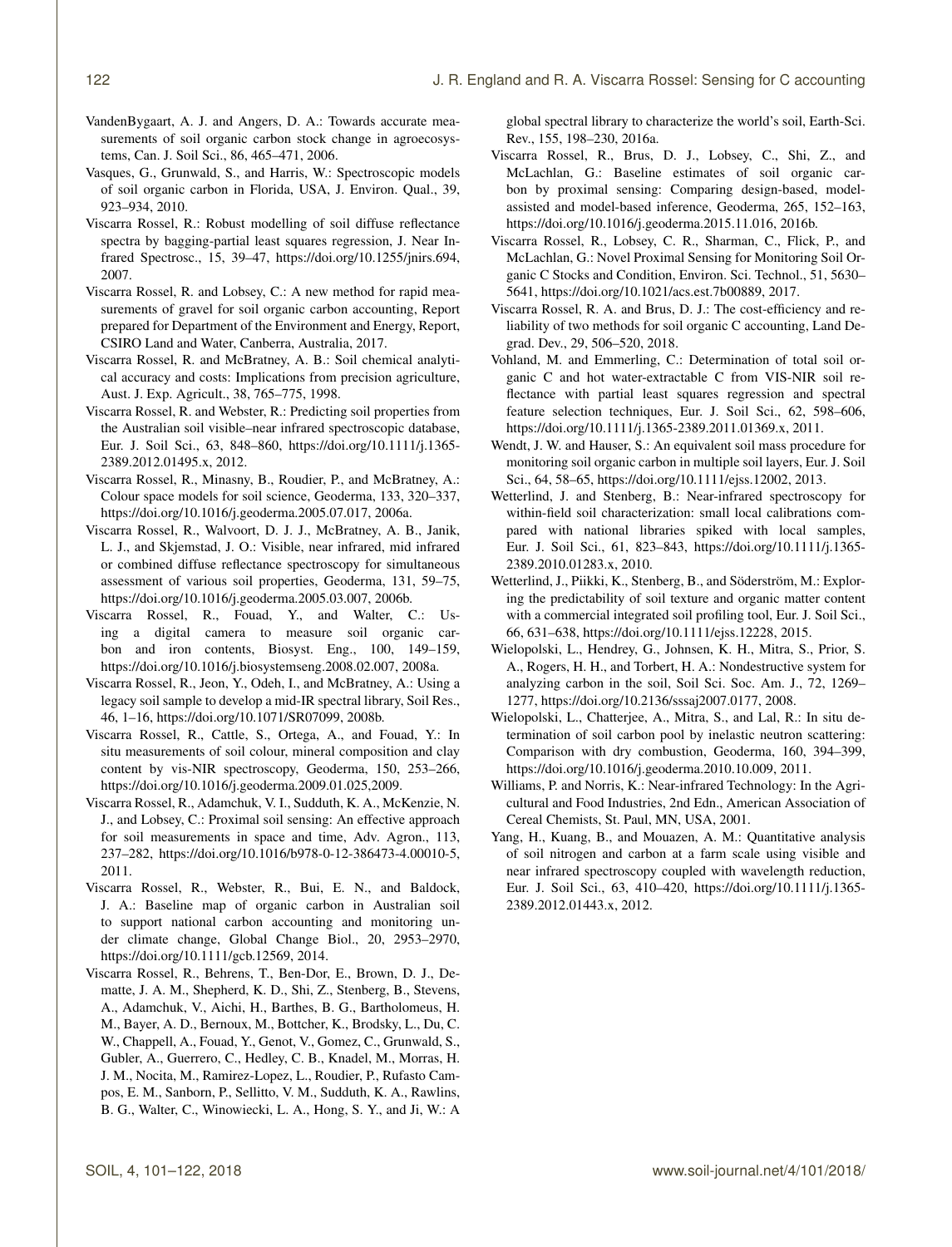VandenBygaart, A. J. and Angers, D. A.: Towards accurate measurements of soil organic carbon stock change in agroecosystems, Can. J. Soil Sci., 86, 465–471, 2006.

Vasques, G., Grunwald, S., and Harris, W.: Spectroscopic models of soil organic carbon in Florida, USA, J. Environ. Qual., 39, 923–934, 2010.

Viscarra Rossel, R.: Robust modelling of soil diffuse reflectance spectra by bagging-partial least squares regression, J. Near Infrared Spectrosc., 15, 39–47, https://doi.org/10.1255/jnirs.694, 2007.

Viscarra Rossel, R. and Lobsey, C.: A new method for rapid measurements of gravel for soil organic carbon accounting, Report prepared for Department of the Environment and Energy, Report, CSIRO Land and Water, Canberra, Australia, 2017.

Viscarra Rossel, R. and McBratney, A. B.: Soil chemical analytical accuracy and costs: Implications from precision agriculture, Aust. J. Exp. Agricult., 38, 765–775, 1998.

Viscarra Rossel, R. and Webster, R.: Predicting soil properties from the Australian soil visible–near infrared spectroscopic database, Eur. J. Soil Sci., 63, 848–860, https://doi.org/10.1111/j.1365-2389.2012.01495.x, 2012.

Viscarra Rossel, R., Minasny, B., Roudier, P., and McBratney, A.: Colour space models for soil science, Geoderma, 133, 320–337, https://doi.org/10.1016/j.geoderma.2005.07.017, 2006a.

Viscarra Rossel, R., Walvoort, D. J. J., McBratney, A. B., Janik, L. J., and Skjemstad, J. O.: Visible, near infrared, mid infrared or combined diffuse reflectance spectroscopy for simultaneous assessment of various soil properties, Geoderma, 131, 59–75, https://doi.org/10.1016/j.geoderma.2005.03.007, 2006b.

Viscarra Rossel, R., Fouad, Y., and Walter, C.: Using a digital camera to measure soil organic carbon and iron contents, Biosyst. Eng., 100, 149–159, https://doi.org/10.1016/j.biosystemseng.2008.02.007, 2008a.

Viscarra Rossel, R., Jeon, Y., Odeh, I., and McBratney, A.: Using a legacy soil sample to develop a mid-IR spectral library, Soil Res., 46, 1–16, https://doi.org/10.1071/SR07099, 2008b.

Viscarra Rossel, R., Cattle, S., Ortega, A., and Fouad, Y.: In situ measurements of soil colour, mineral composition and clay content by vis-NIR spectroscopy, Geoderma, 150, 253–266, https://doi.org/10.1016/j.geoderma.2009.01.025,2009.

Viscarra Rossel, R., Adamchuk, V. I., Sudduth, K. A., McKenzie, N. J., and Lobsey, C.: Proximal soil sensing: An effective approach for soil measurements in space and time, Adv. Agron., 113, 237–282, https://doi.org/10.1016/b978-0-12-386473-4.00010-5, 2011.

Viscarra Rossel, R., Webster, R., Bui, E. N., and Baldock, J. A.: Baseline map of organic carbon in Australian soil to support national carbon accounting and monitoring under climate change, Global Change Biol., 20, 2953–2970, https://doi.org/10.1111/gcb.12569, 2014.

Viscarra Rossel, R., Behrens, T., Ben-Dor, E., Brown, D. J., Dematte, J. A. M., Shepherd, K. D., Shi, Z., Stenberg, B., Stevens, A., Adamchuk, V., Aichi, H., Barthes, B. G., Bartholomeus, H. M., Bayer, A. D., Bernoux, M., Bottcher, K., Brodsky, L., Du, C. W., Chappell, A., Fouad, Y., Genot, V., Gomez, C., Grunwald, S., Gubler, A., Guerrero, C., Hedley, C. B., Knadel, M., Morras, H. J. M., Nocita, M., Ramirez-Lopez, L., Roudier, P., Rufasto Campos, E. M., Sanborn, P., Sellitto, V. M., Sudduth, K. A., Rawlins, B. G., Walter, C., Winowiecki, L. A., Hong, S. Y., and Ji, W.: A global spectral library to characterize the world's soil, Earth-Sci. Rev., 155, 198–230, 2016a.

Viscarra Rossel, R., Brus, D. J., Lobsey, C., Shi, Z., and McLachlan, G.: Baseline estimates of soil organic carbon by proximal sensing: Comparing design-based, model-assisted and model-based inference, Geoderma, 265, 152–163, https://doi.org/10.1016/j.geoderma.2015.11.016, 2016b.

Viscarra Rossel, R., Lobsey, C. R., Sharman, C., Flick, P., and McLachlan, G.: Novel Proximal Sensing for Monitoring Soil Organic C Stocks and Condition, Environ. Sci. Technol., 51, 5630–5641, https://doi.org/10.1021/acs.est.7b00889, 2017.

Viscarra Rossel, R. A. and Brus, D. J.: The cost-efficiency and reliability of two methods for soil organic C accounting, Land Degrad. Dev., 29, 506–520, 2018.

Vohland, M. and Emmerling, C.: Determination of total soil organic C and hot water-extractable C from VIS-NIR soil reflectance with partial least squares regression and spectral feature selection techniques, Eur. J. Soil Sci., 62, 598–606, https://doi.org/10.1111/j.1365-2389.2011.01369.x, 2011.

Wendt, J. W. and Hauser, S.: An equivalent soil mass procedure for monitoring soil organic carbon in multiple soil layers, Eur. J. Soil Sci., 64, 58–65, https://doi.org/10.1111/ejss.12002, 2013.

Wetterlind, J. and Stenberg, B.: Near-infrared spectroscopy for within-field soil characterization: small local calibrations compared with national libraries spiked with local samples, Eur. J. Soil Sci., 61, 823–843, https://doi.org/10.1111/j.1365-2389.2010.01283.x, 2010.

Wetterlind, J., Piikki, K., Stenberg, B., and Söderström, M.: Exploring the predictability of soil texture and organic matter content with a commercial integrated soil profiling tool, Eur. J. Soil Sci., 66, 631–638, https://doi.org/10.1111/ejss.12228, 2015.

Wielopolski, L., Hendrey, G., Johnsen, K. H., Mitra, S., Prior, S. A., Rogers, H. H., and Torbert, H. A.: Nondestructive system for analyzing carbon in the soil, Soil Sci. Soc. Am. J., 72, 1269–1277, https://doi.org/10.2136/sssaj2007.0177, 2008.

Wielopolski, L., Chatterjee, A., Mitra, S., and Lal, R.: In situ determination of soil carbon pool by inelastic neutron scattering: Comparison with dry combustion, Geoderma, 160, 394–399, https://doi.org/10.1016/j.geoderma.2010.10.009, 2011.

Williams, P. and Norris, K.: Near-infrared Technology: In the Agricultural and Food Industries, 2nd Edn., American Association of Cereal Chemists, St. Paul, MN, USA, 2001.

Yang, H., Kuang, B., and Mouazen, A. M.: Quantitative analysis of soil nitrogen and carbon at a farm scale using visible and near infrared spectroscopy coupled with wavelength reduction, Eur. J. Soil Sci., 63, 410–420, https://doi.org/10.1111/j.1365-2389.2012.01443.x, 2012.